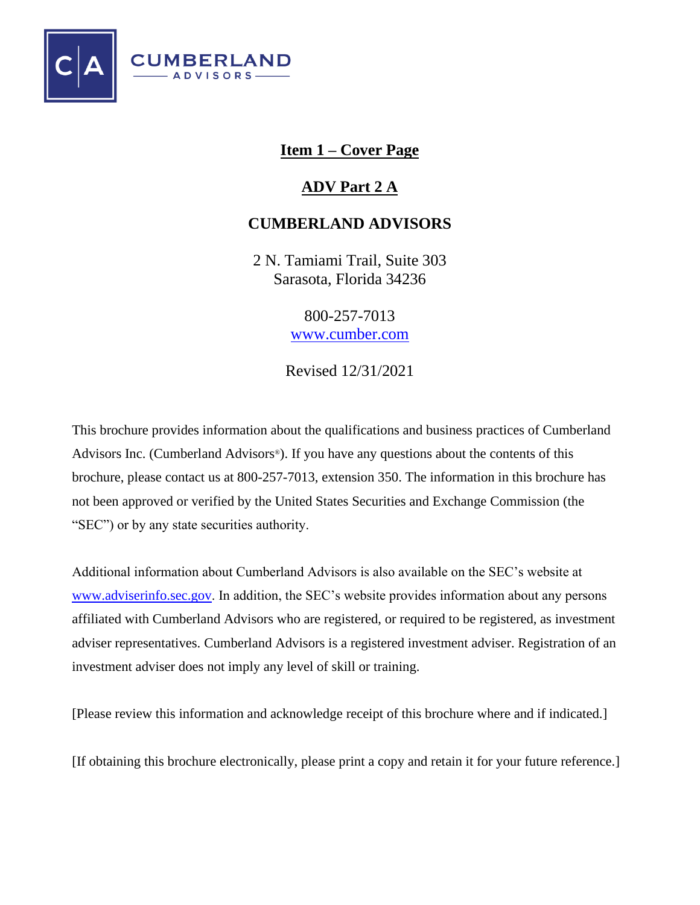CUMBERLAND ADVISORS

# Item 1 – Cover Page

## ADV Part 2 A

## CUMBERLAND ADVISORS

2 N. Tamiami Trail, Suite 303
Sarasota, Florida 34236

800-257-7013
www.cumber.com

Revised 12/31/2021

This brochure provides information about the qualifications and business practices of Cumberland Advisors Inc. (Cumberland Advisors®). If you have any questions about the contents of this brochure, please contact us at 800-257-7013, extension 350. The information in this brochure has not been approved or verified by the United States Securities and Exchange Commission (the "SEC") or by any state securities authority.

Additional information about Cumberland Advisors is also available on the SEC's website at www.adviserinfo.sec.gov. In addition, the SEC's website provides information about any persons affiliated with Cumberland Advisors who are registered, or required to be registered, as investment adviser representatives. Cumberland Advisors is a registered investment adviser. Registration of an investment adviser does not imply any level of skill or training.

[Please review this information and acknowledge receipt of this brochure where and if indicated.]

[If obtaining this brochure electronically, please print a copy and retain it for your future reference.]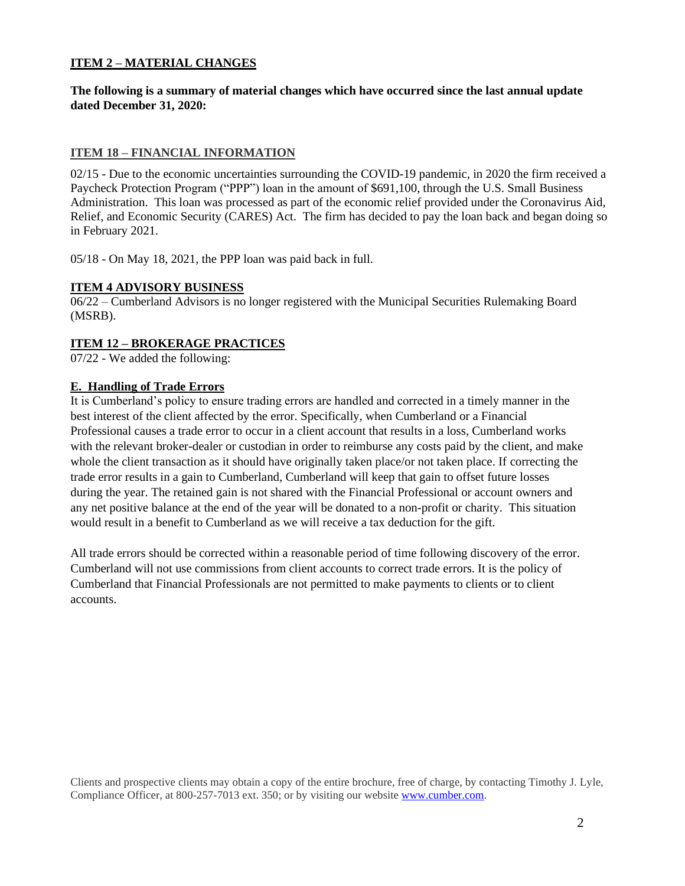## ITEM 2 – MATERIAL CHANGES

**The following is a summary of material changes which have occurred since the last annual update dated December 31, 2020:**

### ITEM 18 – FINANCIAL INFORMATION

02/15 - Due to the economic uncertainties surrounding the COVID-19 pandemic, in 2020 the firm received a Paycheck Protection Program ("PPP") loan in the amount of $691,100, through the U.S. Small Business Administration. This loan was processed as part of the economic relief provided under the Coronavirus Aid, Relief, and Economic Security (CARES) Act. The firm has decided to pay the loan back and began doing so in February 2021.

05/18 - On May 18, 2021, the PPP loan was paid back in full.

### ITEM 4 ADVISORY BUSINESS

06/22 – Cumberland Advisors is no longer registered with the Municipal Securities Rulemaking Board (MSRB).

### ITEM 12 – BROKERAGE PRACTICES

07/22 - We added the following:

#### E. Handling of Trade Errors

It is Cumberland's policy to ensure trading errors are handled and corrected in a timely manner in the best interest of the client affected by the error. Specifically, when Cumberland or a Financial Professional causes a trade error to occur in a client account that results in a loss, Cumberland works with the relevant broker-dealer or custodian in order to reimburse any costs paid by the client, and make whole the client transaction as it should have originally taken place/or not taken place. If correcting the trade error results in a gain to Cumberland, Cumberland will keep that gain to offset future losses during the year. The retained gain is not shared with the Financial Professional or account owners and any net positive balance at the end of the year will be donated to a non-profit or charity. This situation would result in a benefit to Cumberland as we will receive a tax deduction for the gift.

All trade errors should be corrected within a reasonable period of time following discovery of the error. Cumberland will not use commissions from client accounts to correct trade errors. It is the policy of Cumberland that Financial Professionals are not permitted to make payments to clients or to client accounts.

Clients and prospective clients may obtain a copy of the entire brochure, free of charge, by contacting Timothy J. Lyle, Compliance Officer, at 800-257-7013 ext. 350; or by visiting our website [www.cumber.com](www.cumber.com).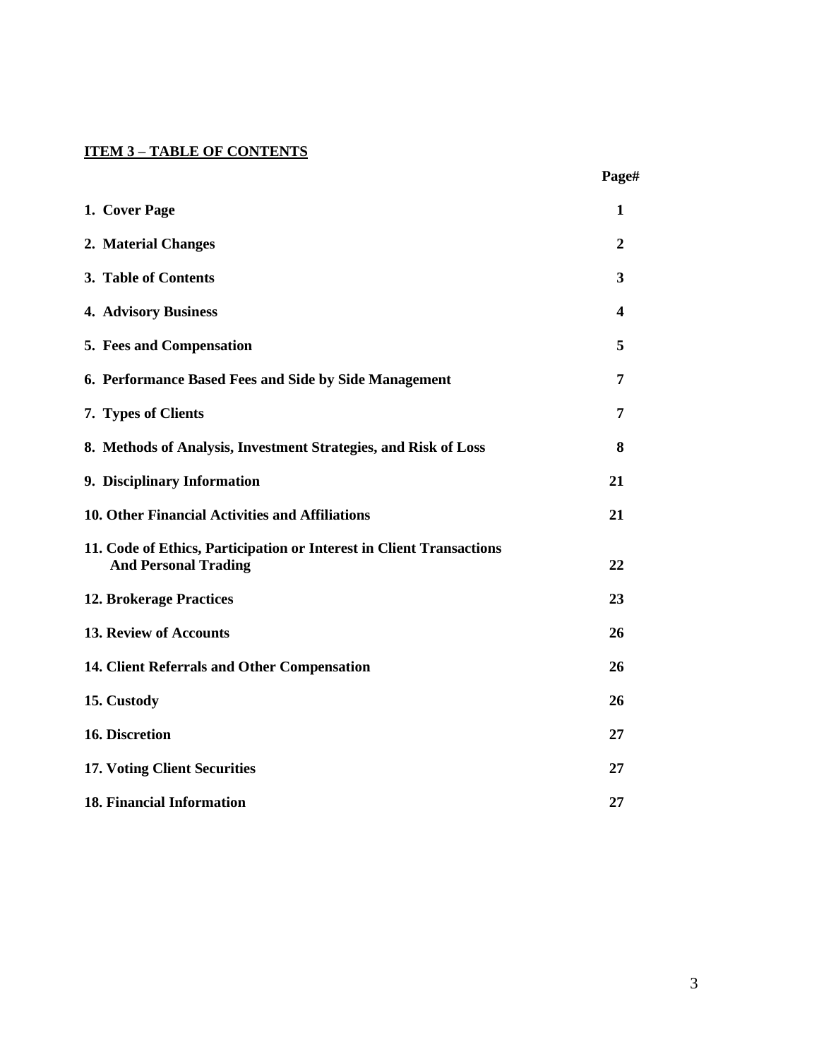## ITEM 3 – TABLE OF CONTENTS

| | Page# |
|---|---|
| **1. Cover Page** | **1** |
| **2. Material Changes** | **2** |
| **3. Table of Contents** | **3** |
| **4. Advisory Business** | **4** |
| **5. Fees and Compensation** | **5** |
| **6. Performance Based Fees and Side by Side Management** | **7** |
| **7. Types of Clients** | **7** |
| **8. Methods of Analysis, Investment Strategies, and Risk of Loss** | **8** |
| **9. Disciplinary Information** | **21** |
| **10. Other Financial Activities and Affiliations** | **21** |
| **11. Code of Ethics, Participation or Interest in Client Transactions And Personal Trading** | **22** |
| **12. Brokerage Practices** | **23** |
| **13. Review of Accounts** | **26** |
| **14. Client Referrals and Other Compensation** | **26** |
| **15. Custody** | **26** |
| **16. Discretion** | **27** |
| **17. Voting Client Securities** | **27** |
| **18. Financial Information** | **27** |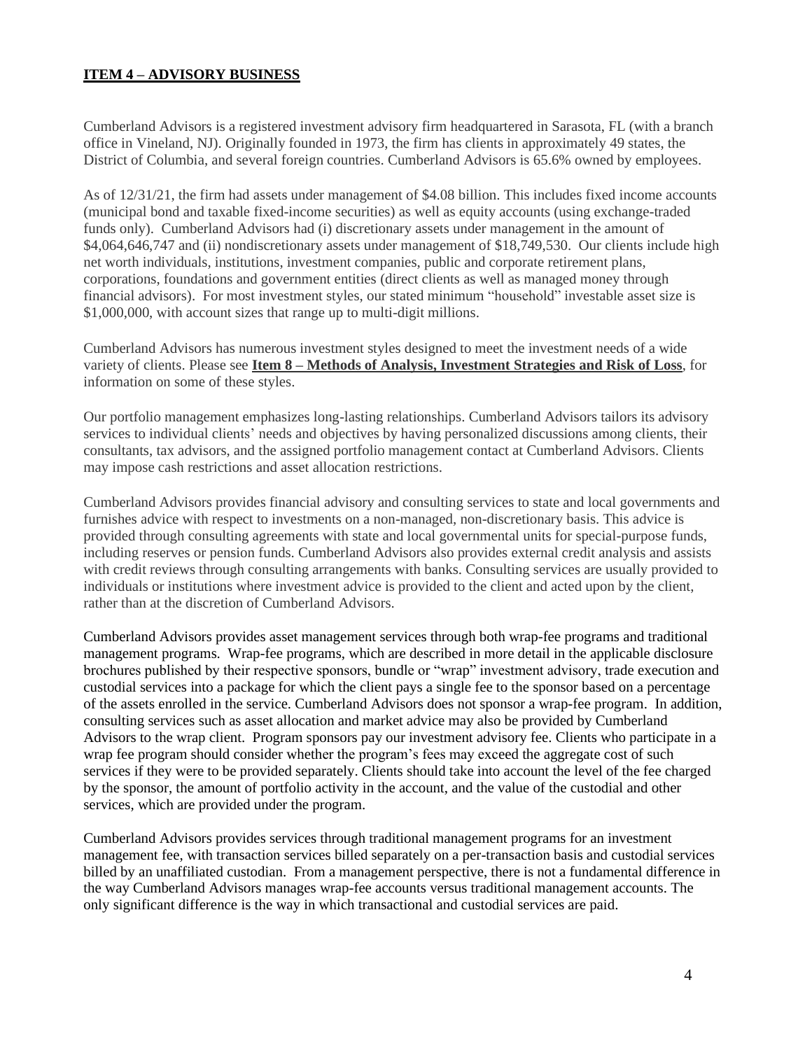## ITEM 4 – ADVISORY BUSINESS

Cumberland Advisors is a registered investment advisory firm headquartered in Sarasota, FL (with a branch office in Vineland, NJ). Originally founded in 1973, the firm has clients in approximately 49 states, the District of Columbia, and several foreign countries. Cumberland Advisors is 65.6% owned by employees.

As of 12/31/21, the firm had assets under management of $4.08 billion. This includes fixed income accounts (municipal bond and taxable fixed-income securities) as well as equity accounts (using exchange-traded funds only). Cumberland Advisors had (i) discretionary assets under management in the amount of $4,064,646,747 and (ii) nondiscretionary assets under management of $18,749,530. Our clients include high net worth individuals, institutions, investment companies, public and corporate retirement plans, corporations, foundations and government entities (direct clients as well as managed money through financial advisors). For most investment styles, our stated minimum "household" investable asset size is $1,000,000, with account sizes that range up to multi-digit millions.

Cumberland Advisors has numerous investment styles designed to meet the investment needs of a wide variety of clients. Please see **Item 8 – Methods of Analysis, Investment Strategies and Risk of Loss**, for information on some of these styles.

Our portfolio management emphasizes long-lasting relationships. Cumberland Advisors tailors its advisory services to individual clients' needs and objectives by having personalized discussions among clients, their consultants, tax advisors, and the assigned portfolio management contact at Cumberland Advisors. Clients may impose cash restrictions and asset allocation restrictions.

Cumberland Advisors provides financial advisory and consulting services to state and local governments and furnishes advice with respect to investments on a non-managed, non-discretionary basis. This advice is provided through consulting agreements with state and local governmental units for special-purpose funds, including reserves or pension funds. Cumberland Advisors also provides external credit analysis and assists with credit reviews through consulting arrangements with banks. Consulting services are usually provided to individuals or institutions where investment advice is provided to the client and acted upon by the client, rather than at the discretion of Cumberland Advisors.

Cumberland Advisors provides asset management services through both wrap-fee programs and traditional management programs. Wrap-fee programs, which are described in more detail in the applicable disclosure brochures published by their respective sponsors, bundle or "wrap" investment advisory, trade execution and custodial services into a package for which the client pays a single fee to the sponsor based on a percentage of the assets enrolled in the service. Cumberland Advisors does not sponsor a wrap-fee program. In addition, consulting services such as asset allocation and market advice may also be provided by Cumberland Advisors to the wrap client. Program sponsors pay our investment advisory fee. Clients who participate in a wrap fee program should consider whether the program's fees may exceed the aggregate cost of such services if they were to be provided separately. Clients should take into account the level of the fee charged by the sponsor, the amount of portfolio activity in the account, and the value of the custodial and other services, which are provided under the program.

Cumberland Advisors provides services through traditional management programs for an investment management fee, with transaction services billed separately on a per-transaction basis and custodial services billed by an unaffiliated custodian. From a management perspective, there is not a fundamental difference in the way Cumberland Advisors manages wrap-fee accounts versus traditional management accounts. The only significant difference is the way in which transactional and custodial services are paid.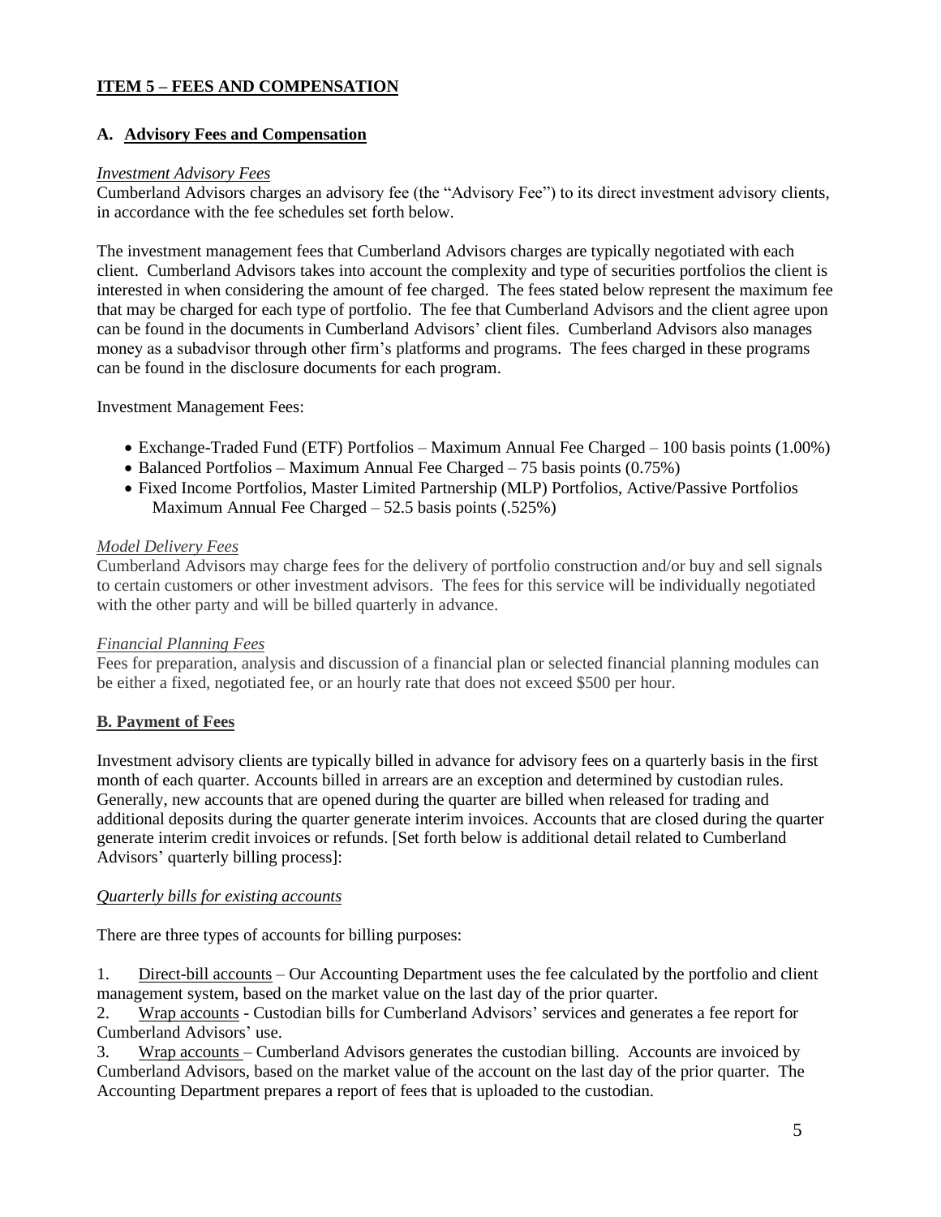## ITEM 5 – FEES AND COMPENSATION

### A. Advisory Fees and Compensation

*Investment Advisory Fees*

Cumberland Advisors charges an advisory fee (the "Advisory Fee") to its direct investment advisory clients, in accordance with the fee schedules set forth below.

The investment management fees that Cumberland Advisors charges are typically negotiated with each client. Cumberland Advisors takes into account the complexity and type of securities portfolios the client is interested in when considering the amount of fee charged. The fees stated below represent the maximum fee that may be charged for each type of portfolio. The fee that Cumberland Advisors and the client agree upon can be found in the documents in Cumberland Advisors' client files. Cumberland Advisors also manages money as a subadvisor through other firm's platforms and programs. The fees charged in these programs can be found in the disclosure documents for each program.

Investment Management Fees:

- Exchange-Traded Fund (ETF) Portfolios – Maximum Annual Fee Charged – 100 basis points (1.00%)
- Balanced Portfolios – Maximum Annual Fee Charged – 75 basis points (0.75%)
- Fixed Income Portfolios, Master Limited Partnership (MLP) Portfolios, Active/Passive Portfolios Maximum Annual Fee Charged – 52.5 basis points (.525%)

*Model Delivery Fees*

Cumberland Advisors may charge fees for the delivery of portfolio construction and/or buy and sell signals to certain customers or other investment advisors. The fees for this service will be individually negotiated with the other party and will be billed quarterly in advance.

*Financial Planning Fees*

Fees for preparation, analysis and discussion of a financial plan or selected financial planning modules can be either a fixed, negotiated fee, or an hourly rate that does not exceed $500 per hour.

### B. Payment of Fees

Investment advisory clients are typically billed in advance for advisory fees on a quarterly basis in the first month of each quarter. Accounts billed in arrears are an exception and determined by custodian rules. Generally, new accounts that are opened during the quarter are billed when released for trading and additional deposits during the quarter generate interim invoices. Accounts that are closed during the quarter generate interim credit invoices or refunds. [Set forth below is additional detail related to Cumberland Advisors' quarterly billing process]:

*Quarterly bills for existing accounts*

There are three types of accounts for billing purposes:

1. Direct-bill accounts – Our Accounting Department uses the fee calculated by the portfolio and client management system, based on the market value on the last day of the prior quarter.
2. Wrap accounts - Custodian bills for Cumberland Advisors' services and generates a fee report for Cumberland Advisors' use.
3. Wrap accounts – Cumberland Advisors generates the custodian billing. Accounts are invoiced by Cumberland Advisors, based on the market value of the account on the last day of the prior quarter. The Accounting Department prepares a report of fees that is uploaded to the custodian.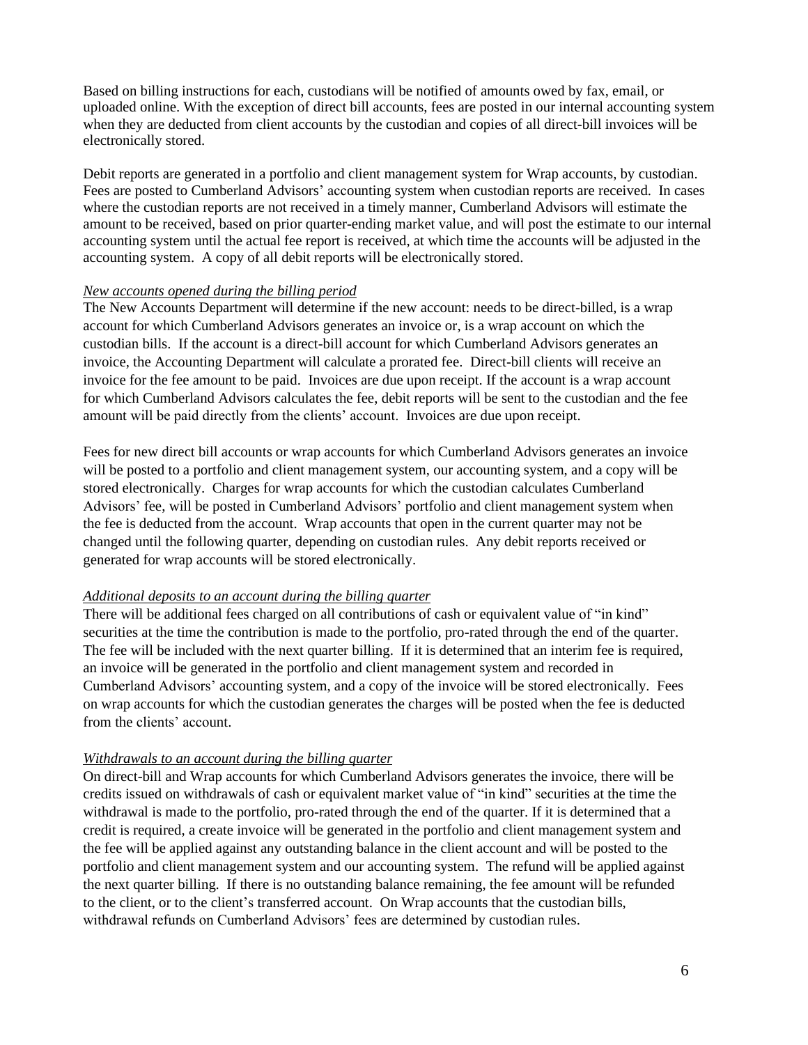Based on billing instructions for each, custodians will be notified of amounts owed by fax, email, or uploaded online. With the exception of direct bill accounts, fees are posted in our internal accounting system when they are deducted from client accounts by the custodian and copies of all direct-bill invoices will be electronically stored.

Debit reports are generated in a portfolio and client management system for Wrap accounts, by custodian. Fees are posted to Cumberland Advisors' accounting system when custodian reports are received. In cases where the custodian reports are not received in a timely manner, Cumberland Advisors will estimate the amount to be received, based on prior quarter-ending market value, and will post the estimate to our internal accounting system until the actual fee report is received, at which time the accounts will be adjusted in the accounting system. A copy of all debit reports will be electronically stored.

*New accounts opened during the billing period*

The New Accounts Department will determine if the new account: needs to be direct-billed, is a wrap account for which Cumberland Advisors generates an invoice or, is a wrap account on which the custodian bills. If the account is a direct-bill account for which Cumberland Advisors generates an invoice, the Accounting Department will calculate a prorated fee. Direct-bill clients will receive an invoice for the fee amount to be paid. Invoices are due upon receipt. If the account is a wrap account for which Cumberland Advisors calculates the fee, debit reports will be sent to the custodian and the fee amount will be paid directly from the clients' account. Invoices are due upon receipt.

Fees for new direct bill accounts or wrap accounts for which Cumberland Advisors generates an invoice will be posted to a portfolio and client management system, our accounting system, and a copy will be stored electronically. Charges for wrap accounts for which the custodian calculates Cumberland Advisors' fee, will be posted in Cumberland Advisors' portfolio and client management system when the fee is deducted from the account. Wrap accounts that open in the current quarter may not be changed until the following quarter, depending on custodian rules. Any debit reports received or generated for wrap accounts will be stored electronically.

*Additional deposits to an account during the billing quarter*

There will be additional fees charged on all contributions of cash or equivalent value of "in kind" securities at the time the contribution is made to the portfolio, pro-rated through the end of the quarter. The fee will be included with the next quarter billing. If it is determined that an interim fee is required, an invoice will be generated in the portfolio and client management system and recorded in Cumberland Advisors' accounting system, and a copy of the invoice will be stored electronically. Fees on wrap accounts for which the custodian generates the charges will be posted when the fee is deducted from the clients' account.

*Withdrawals to an account during the billing quarter*

On direct-bill and Wrap accounts for which Cumberland Advisors generates the invoice, there will be credits issued on withdrawals of cash or equivalent market value of "in kind" securities at the time the withdrawal is made to the portfolio, pro-rated through the end of the quarter. If it is determined that a credit is required, a create invoice will be generated in the portfolio and client management system and the fee will be applied against any outstanding balance in the client account and will be posted to the portfolio and client management system and our accounting system. The refund will be applied against the next quarter billing. If there is no outstanding balance remaining, the fee amount will be refunded to the client, or to the client's transferred account. On Wrap accounts that the custodian bills, withdrawal refunds on Cumberland Advisors' fees are determined by custodian rules.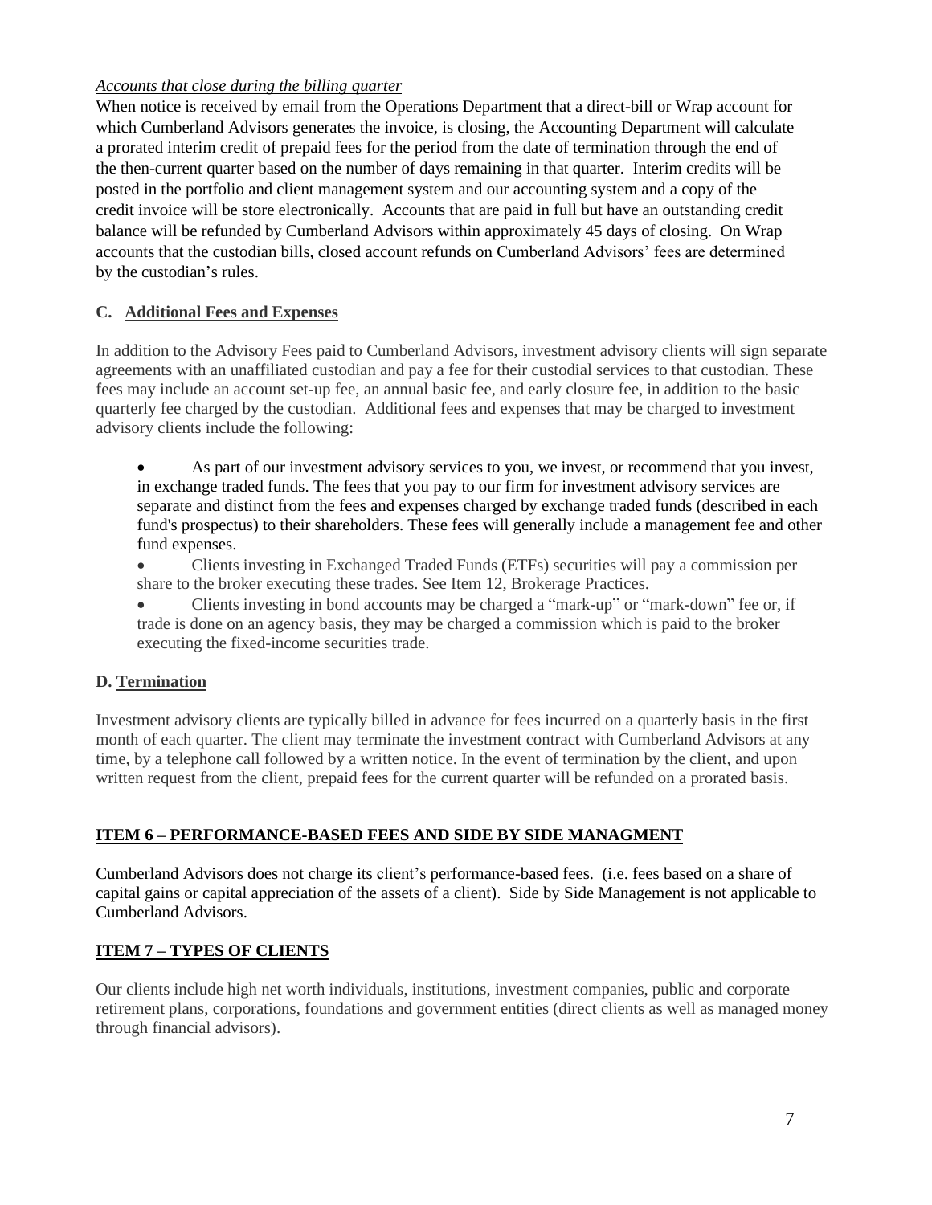*Accounts that close during the billing quarter*

When notice is received by email from the Operations Department that a direct-bill or Wrap account for which Cumberland Advisors generates the invoice, is closing, the Accounting Department will calculate a prorated interim credit of prepaid fees for the period from the date of termination through the end of the then-current quarter based on the number of days remaining in that quarter. Interim credits will be posted in the portfolio and client management system and our accounting system and a copy of the credit invoice will be store electronically. Accounts that are paid in full but have an outstanding credit balance will be refunded by Cumberland Advisors within approximately 45 days of closing. On Wrap accounts that the custodian bills, closed account refunds on Cumberland Advisors' fees are determined by the custodian's rules.

### C. Additional Fees and Expenses

In addition to the Advisory Fees paid to Cumberland Advisors, investment advisory clients will sign separate agreements with an unaffiliated custodian and pay a fee for their custodial services to that custodian. These fees may include an account set-up fee, an annual basic fee, and early closure fee, in addition to the basic quarterly fee charged by the custodian. Additional fees and expenses that may be charged to investment advisory clients include the following:

- As part of our investment advisory services to you, we invest, or recommend that you invest, in exchange traded funds. The fees that you pay to our firm for investment advisory services are separate and distinct from the fees and expenses charged by exchange traded funds (described in each fund's prospectus) to their shareholders. These fees will generally include a management fee and other fund expenses.
- Clients investing in Exchanged Traded Funds (ETFs) securities will pay a commission per share to the broker executing these trades. See Item 12, Brokerage Practices.
- Clients investing in bond accounts may be charged a "mark-up" or "mark-down" fee or, if trade is done on an agency basis, they may be charged a commission which is paid to the broker executing the fixed-income securities trade.

### D. Termination

Investment advisory clients are typically billed in advance for fees incurred on a quarterly basis in the first month of each quarter. The client may terminate the investment contract with Cumberland Advisors at any time, by a telephone call followed by a written notice. In the event of termination by the client, and upon written request from the client, prepaid fees for the current quarter will be refunded on a prorated basis.

## ITEM 6 – PERFORMANCE-BASED FEES AND SIDE BY SIDE MANAGMENT

Cumberland Advisors does not charge its client's performance-based fees. (i.e. fees based on a share of capital gains or capital appreciation of the assets of a client). Side by Side Management is not applicable to Cumberland Advisors.

## ITEM 7 – TYPES OF CLIENTS

Our clients include high net worth individuals, institutions, investment companies, public and corporate retirement plans, corporations, foundations and government entities (direct clients as well as managed money through financial advisors).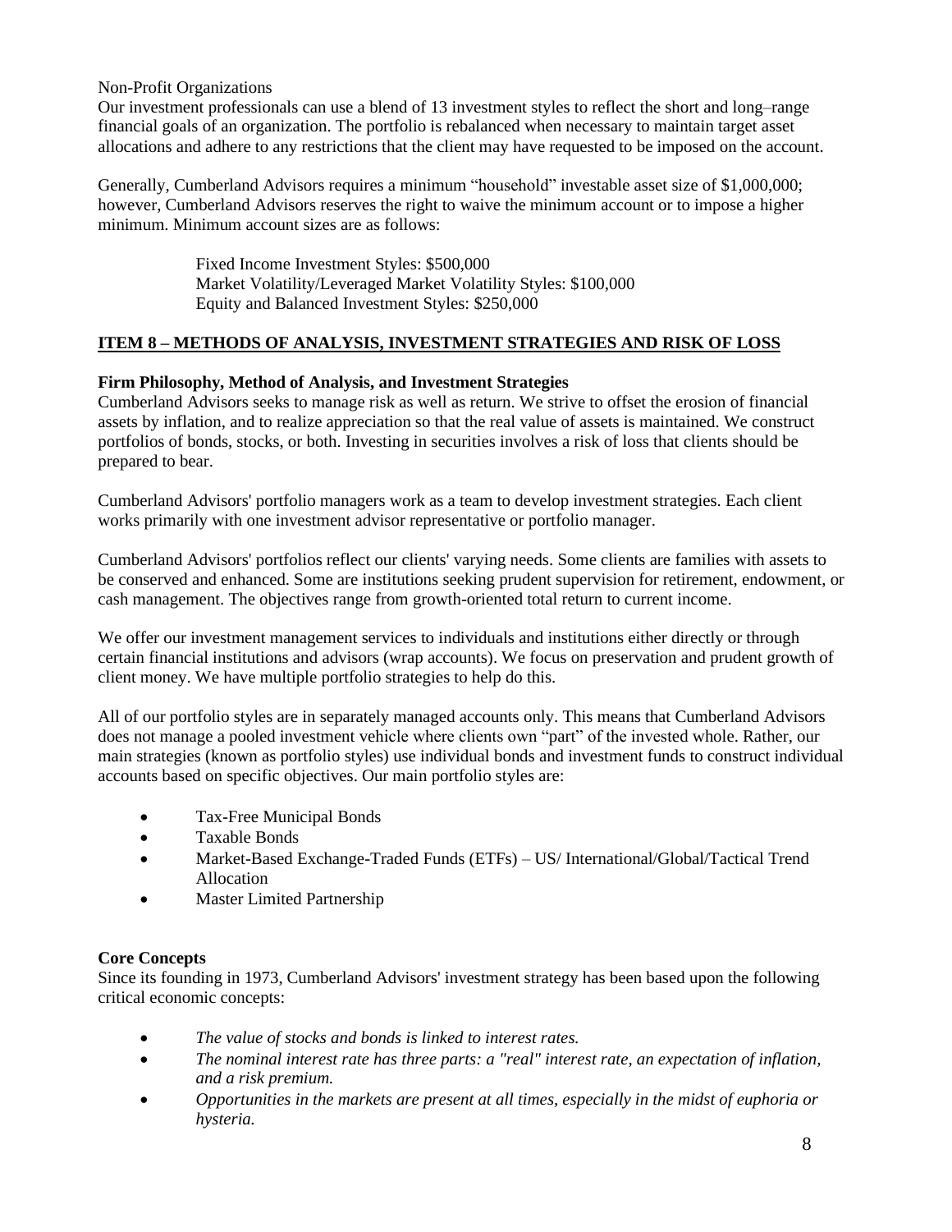Non-Profit Organizations
Our investment professionals can use a blend of 13 investment styles to reflect the short and long–range financial goals of an organization. The portfolio is rebalanced when necessary to maintain target asset allocations and adhere to any restrictions that the client may have requested to be imposed on the account.

Generally, Cumberland Advisors requires a minimum "household" investable asset size of $1,000,000; however, Cumberland Advisors reserves the right to waive the minimum account or to impose a higher minimum. Minimum account sizes are as follows:

Fixed Income Investment Styles: $500,000
Market Volatility/Leveraged Market Volatility Styles: $100,000
Equity and Balanced Investment Styles: $250,000

## ITEM 8 – METHODS OF ANALYSIS, INVESTMENT STRATEGIES AND RISK OF LOSS

### Firm Philosophy, Method of Analysis, and Investment Strategies

Cumberland Advisors seeks to manage risk as well as return. We strive to offset the erosion of financial assets by inflation, and to realize appreciation so that the real value of assets is maintained. We construct portfolios of bonds, stocks, or both. Investing in securities involves a risk of loss that clients should be prepared to bear.

Cumberland Advisors' portfolio managers work as a team to develop investment strategies. Each client works primarily with one investment advisor representative or portfolio manager.

Cumberland Advisors' portfolios reflect our clients' varying needs. Some clients are families with assets to be conserved and enhanced. Some are institutions seeking prudent supervision for retirement, endowment, or cash management. The objectives range from growth-oriented total return to current income.

We offer our investment management services to individuals and institutions either directly or through certain financial institutions and advisors (wrap accounts). We focus on preservation and prudent growth of client money. We have multiple portfolio strategies to help do this.

All of our portfolio styles are in separately managed accounts only. This means that Cumberland Advisors does not manage a pooled investment vehicle where clients own "part" of the invested whole. Rather, our main strategies (known as portfolio styles) use individual bonds and investment funds to construct individual accounts based on specific objectives. Our main portfolio styles are:

- Tax-Free Municipal Bonds
- Taxable Bonds
- Market-Based Exchange-Traded Funds (ETFs) – US/ International/Global/Tactical Trend Allocation
- Master Limited Partnership

### Core Concepts

Since its founding in 1973, Cumberland Advisors' investment strategy has been based upon the following critical economic concepts:

- *The value of stocks and bonds is linked to interest rates.*
- *The nominal interest rate has three parts: a "real" interest rate, an expectation of inflation, and a risk premium.*
- *Opportunities in the markets are present at all times, especially in the midst of euphoria or hysteria.*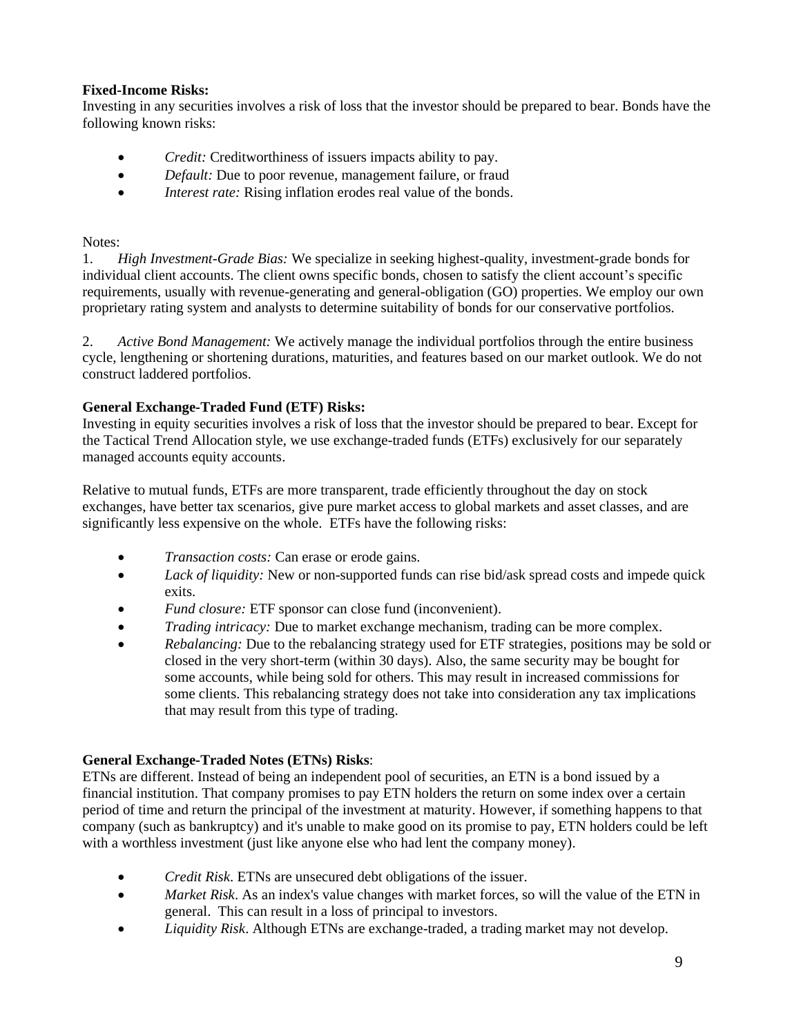**Fixed-Income Risks:**
Investing in any securities involves a risk of loss that the investor should be prepared to bear. Bonds have the following known risks:

- *Credit:* Creditworthiness of issuers impacts ability to pay.
- *Default:* Due to poor revenue, management failure, or fraud
- *Interest rate:* Rising inflation erodes real value of the bonds.

Notes:

1. *High Investment-Grade Bias:* We specialize in seeking highest-quality, investment-grade bonds for individual client accounts. The client owns specific bonds, chosen to satisfy the client account's specific requirements, usually with revenue-generating and general-obligation (GO) properties. We employ our own proprietary rating system and analysts to determine suitability of bonds for our conservative portfolios.

2. *Active Bond Management:* We actively manage the individual portfolios through the entire business cycle, lengthening or shortening durations, maturities, and features based on our market outlook. We do not construct laddered portfolios.

**General Exchange-Traded Fund (ETF) Risks:**
Investing in equity securities involves a risk of loss that the investor should be prepared to bear. Except for the Tactical Trend Allocation style, we use exchange-traded funds (ETFs) exclusively for our separately managed accounts equity accounts.

Relative to mutual funds, ETFs are more transparent, trade efficiently throughout the day on stock exchanges, have better tax scenarios, give pure market access to global markets and asset classes, and are significantly less expensive on the whole. ETFs have the following risks:

- *Transaction costs:* Can erase or erode gains.
- *Lack of liquidity:* New or non-supported funds can rise bid/ask spread costs and impede quick exits.
- *Fund closure:* ETF sponsor can close fund (inconvenient).
- *Trading intricacy:* Due to market exchange mechanism, trading can be more complex.
- *Rebalancing:* Due to the rebalancing strategy used for ETF strategies, positions may be sold or closed in the very short-term (within 30 days). Also, the same security may be bought for some accounts, while being sold for others. This may result in increased commissions for some clients. This rebalancing strategy does not take into consideration any tax implications that may result from this type of trading.

**General Exchange-Traded Notes (ETNs) Risks**:
ETNs are different. Instead of being an independent pool of securities, an ETN is a bond issued by a financial institution. That company promises to pay ETN holders the return on some index over a certain period of time and return the principal of the investment at maturity. However, if something happens to that company (such as bankruptcy) and it's unable to make good on its promise to pay, ETN holders could be left with a worthless investment (just like anyone else who had lent the company money).

- *Credit Risk*. ETNs are unsecured debt obligations of the issuer.
- *Market Risk*. As an index's value changes with market forces, so will the value of the ETN in general. This can result in a loss of principal to investors.
- *Liquidity Risk*. Although ETNs are exchange-traded, a trading market may not develop.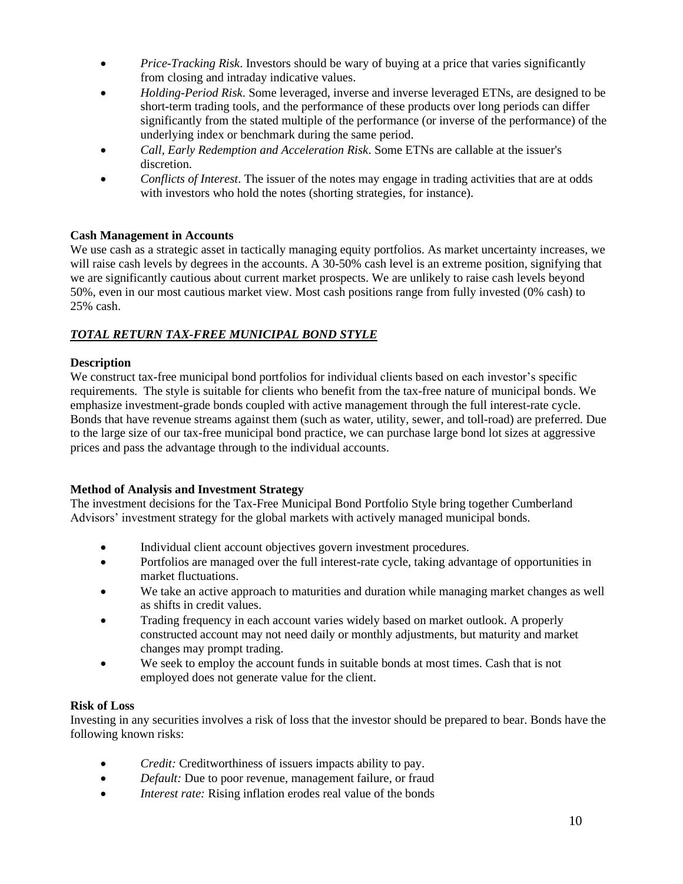- *Price-Tracking Risk*. Investors should be wary of buying at a price that varies significantly from closing and intraday indicative values.
- *Holding-Period Risk*. Some leveraged, inverse and inverse leveraged ETNs, are designed to be short-term trading tools, and the performance of these products over long periods can differ significantly from the stated multiple of the performance (or inverse of the performance) of the underlying index or benchmark during the same period.
- *Call, Early Redemption and Acceleration Risk*. Some ETNs are callable at the issuer's discretion.
- *Conflicts of Interest*. The issuer of the notes may engage in trading activities that are at odds with investors who hold the notes (shorting strategies, for instance).

**Cash Management in Accounts**

We use cash as a strategic asset in tactically managing equity portfolios. As market uncertainty increases, we will raise cash levels by degrees in the accounts. A 30-50% cash level is an extreme position, signifying that we are significantly cautious about current market prospects. We are unlikely to raise cash levels beyond 50%, even in our most cautious market view. Most cash positions range from fully invested (0% cash) to 25% cash.

## ***TOTAL RETURN TAX-FREE MUNICIPAL BOND STYLE***

**Description**

We construct tax-free municipal bond portfolios for individual clients based on each investor's specific requirements. The style is suitable for clients who benefit from the tax-free nature of municipal bonds. We emphasize investment-grade bonds coupled with active management through the full interest-rate cycle. Bonds that have revenue streams against them (such as water, utility, sewer, and toll-road) are preferred. Due to the large size of our tax-free municipal bond practice, we can purchase large bond lot sizes at aggressive prices and pass the advantage through to the individual accounts.

**Method of Analysis and Investment Strategy**

The investment decisions for the Tax-Free Municipal Bond Portfolio Style bring together Cumberland Advisors' investment strategy for the global markets with actively managed municipal bonds.

- Individual client account objectives govern investment procedures.
- Portfolios are managed over the full interest-rate cycle, taking advantage of opportunities in market fluctuations.
- We take an active approach to maturities and duration while managing market changes as well as shifts in credit values.
- Trading frequency in each account varies widely based on market outlook. A properly constructed account may not need daily or monthly adjustments, but maturity and market changes may prompt trading.
- We seek to employ the account funds in suitable bonds at most times. Cash that is not employed does not generate value for the client.

**Risk of Loss**

Investing in any securities involves a risk of loss that the investor should be prepared to bear. Bonds have the following known risks:

- *Credit:* Creditworthiness of issuers impacts ability to pay.
- *Default:* Due to poor revenue, management failure, or fraud
- *Interest rate:* Rising inflation erodes real value of the bonds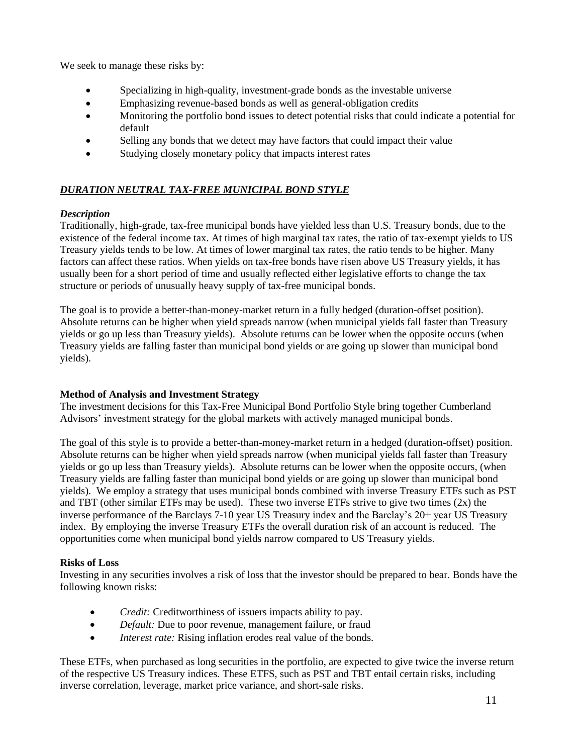We seek to manage these risks by:

- Specializing in high-quality, investment-grade bonds as the investable universe
- Emphasizing revenue-based bonds as well as general-obligation credits
- Monitoring the portfolio bond issues to detect potential risks that could indicate a potential for default
- Selling any bonds that we detect may have factors that could impact their value
- Studying closely monetary policy that impacts interest rates

## ***DURATION NEUTRAL TAX-FREE MUNICIPAL BOND STYLE***

***Description***

Traditionally, high-grade, tax-free municipal bonds have yielded less than U.S. Treasury bonds, due to the existence of the federal income tax. At times of high marginal tax rates, the ratio of tax-exempt yields to US Treasury yields tends to be low. At times of lower marginal tax rates, the ratio tends to be higher. Many factors can affect these ratios. When yields on tax-free bonds have risen above US Treasury yields, it has usually been for a short period of time and usually reflected either legislative efforts to change the tax structure or periods of unusually heavy supply of tax-free municipal bonds.

The goal is to provide a better-than-money-market return in a fully hedged (duration-offset position). Absolute returns can be higher when yield spreads narrow (when municipal yields fall faster than Treasury yields or go up less than Treasury yields). Absolute returns can be lower when the opposite occurs (when Treasury yields are falling faster than municipal bond yields or are going up slower than municipal bond yields).

**Method of Analysis and Investment Strategy**

The investment decisions for this Tax-Free Municipal Bond Portfolio Style bring together Cumberland Advisors' investment strategy for the global markets with actively managed municipal bonds.

The goal of this style is to provide a better-than-money-market return in a hedged (duration-offset) position. Absolute returns can be higher when yield spreads narrow (when municipal yields fall faster than Treasury yields or go up less than Treasury yields). Absolute returns can be lower when the opposite occurs, (when Treasury yields are falling faster than municipal bond yields or are going up slower than municipal bond yields). We employ a strategy that uses municipal bonds combined with inverse Treasury ETFs such as PST and TBT (other similar ETFs may be used). These two inverse ETFs strive to give two times (2x) the inverse performance of the Barclays 7-10 year US Treasury index and the Barclay's 20+ year US Treasury index. By employing the inverse Treasury ETFs the overall duration risk of an account is reduced. The opportunities come when municipal bond yields narrow compared to US Treasury yields.

**Risks of Loss**

Investing in any securities involves a risk of loss that the investor should be prepared to bear. Bonds have the following known risks:

- *Credit:* Creditworthiness of issuers impacts ability to pay.
- *Default:* Due to poor revenue, management failure, or fraud
- *Interest rate:* Rising inflation erodes real value of the bonds.

These ETFs, when purchased as long securities in the portfolio, are expected to give twice the inverse return of the respective US Treasury indices. These ETFS, such as PST and TBT entail certain risks, including inverse correlation, leverage, market price variance, and short-sale risks.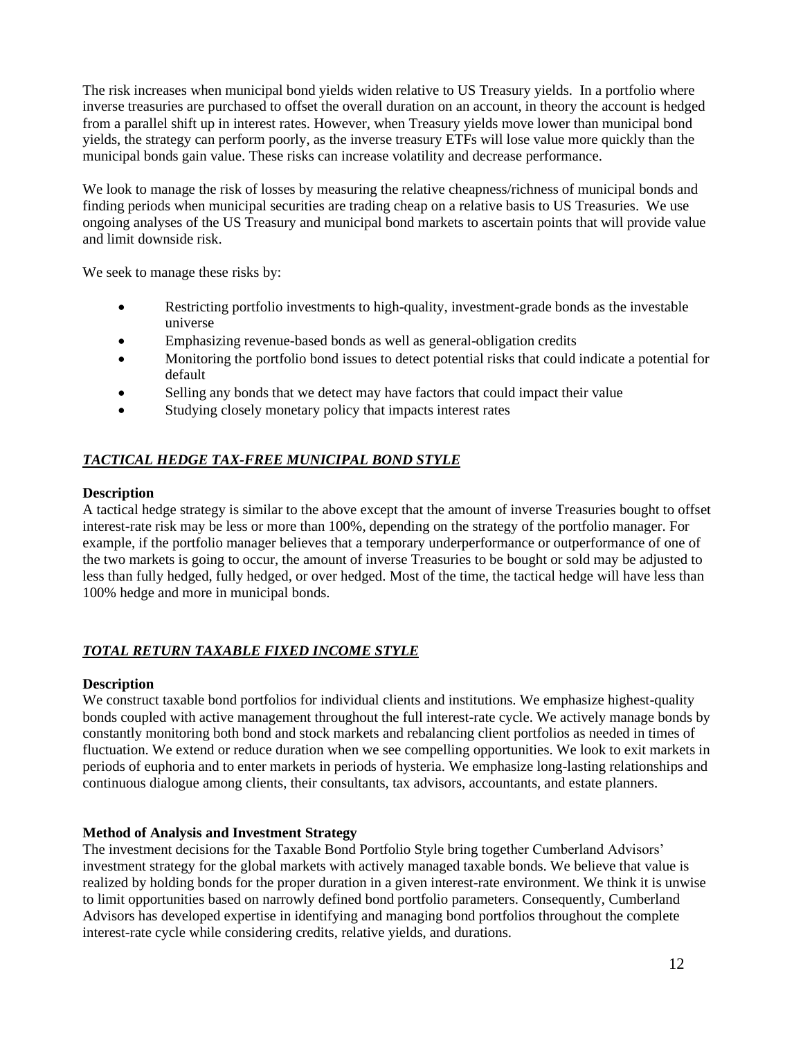The risk increases when municipal bond yields widen relative to US Treasury yields. In a portfolio where inverse treasuries are purchased to offset the overall duration on an account, in theory the account is hedged from a parallel shift up in interest rates. However, when Treasury yields move lower than municipal bond yields, the strategy can perform poorly, as the inverse treasury ETFs will lose value more quickly than the municipal bonds gain value. These risks can increase volatility and decrease performance.

We look to manage the risk of losses by measuring the relative cheapness/richness of municipal bonds and finding periods when municipal securities are trading cheap on a relative basis to US Treasuries. We use ongoing analyses of the US Treasury and municipal bond markets to ascertain points that will provide value and limit downside risk.

We seek to manage these risks by:

- Restricting portfolio investments to high-quality, investment-grade bonds as the investable universe
- Emphasizing revenue-based bonds as well as general-obligation credits
- Monitoring the portfolio bond issues to detect potential risks that could indicate a potential for default
- Selling any bonds that we detect may have factors that could impact their value
- Studying closely monetary policy that impacts interest rates

## ***TACTICAL HEDGE TAX-FREE MUNICIPAL BOND STYLE***

**Description**

A tactical hedge strategy is similar to the above except that the amount of inverse Treasuries bought to offset interest-rate risk may be less or more than 100%, depending on the strategy of the portfolio manager. For example, if the portfolio manager believes that a temporary underperformance or outperformance of one of the two markets is going to occur, the amount of inverse Treasuries to be bought or sold may be adjusted to less than fully hedged, fully hedged, or over hedged. Most of the time, the tactical hedge will have less than 100% hedge and more in municipal bonds.

## ***TOTAL RETURN TAXABLE FIXED INCOME STYLE***

**Description**

We construct taxable bond portfolios for individual clients and institutions. We emphasize highest-quality bonds coupled with active management throughout the full interest-rate cycle. We actively manage bonds by constantly monitoring both bond and stock markets and rebalancing client portfolios as needed in times of fluctuation. We extend or reduce duration when we see compelling opportunities. We look to exit markets in periods of euphoria and to enter markets in periods of hysteria. We emphasize long-lasting relationships and continuous dialogue among clients, their consultants, tax advisors, accountants, and estate planners.

**Method of Analysis and Investment Strategy**

The investment decisions for the Taxable Bond Portfolio Style bring together Cumberland Advisors' investment strategy for the global markets with actively managed taxable bonds. We believe that value is realized by holding bonds for the proper duration in a given interest-rate environment. We think it is unwise to limit opportunities based on narrowly defined bond portfolio parameters. Consequently, Cumberland Advisors has developed expertise in identifying and managing bond portfolios throughout the complete interest-rate cycle while considering credits, relative yields, and durations.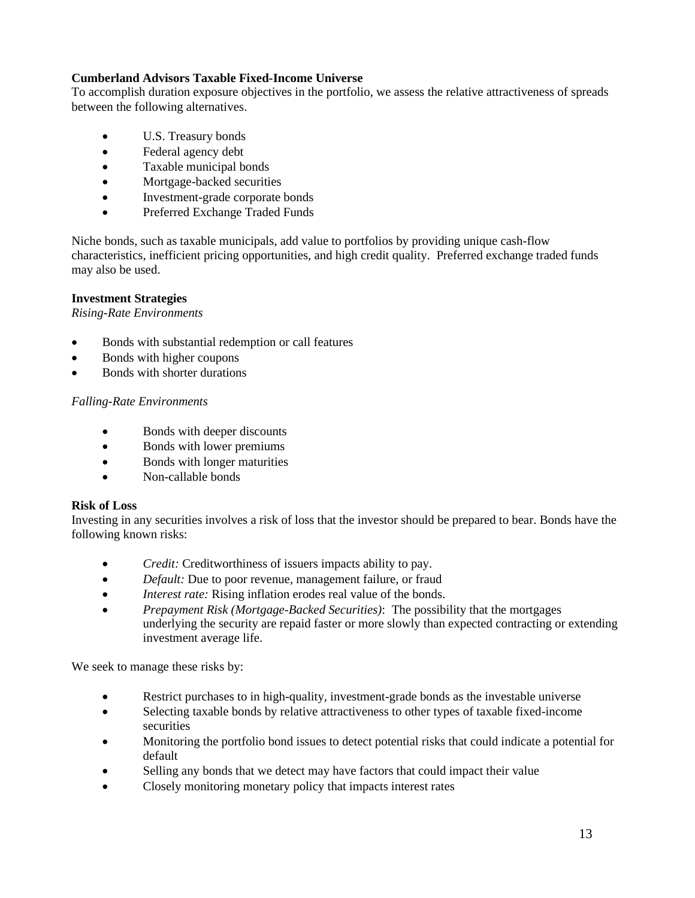**Cumberland Advisors Taxable Fixed-Income Universe**

To accomplish duration exposure objectives in the portfolio, we assess the relative attractiveness of spreads between the following alternatives.

- U.S. Treasury bonds
- Federal agency debt
- Taxable municipal bonds
- Mortgage-backed securities
- Investment-grade corporate bonds
- Preferred Exchange Traded Funds

Niche bonds, such as taxable municipals, add value to portfolios by providing unique cash-flow characteristics, inefficient pricing opportunities, and high credit quality. Preferred exchange traded funds may also be used.

**Investment Strategies**

*Rising-Rate Environments*

- Bonds with substantial redemption or call features
- Bonds with higher coupons
- Bonds with shorter durations

*Falling-Rate Environments*

- Bonds with deeper discounts
- Bonds with lower premiums
- Bonds with longer maturities
- Non-callable bonds

**Risk of Loss**

Investing in any securities involves a risk of loss that the investor should be prepared to bear. Bonds have the following known risks:

- *Credit:* Creditworthiness of issuers impacts ability to pay.
- *Default:* Due to poor revenue, management failure, or fraud
- *Interest rate:* Rising inflation erodes real value of the bonds.
- *Prepayment Risk (Mortgage-Backed Securities)*: The possibility that the mortgages underlying the security are repaid faster or more slowly than expected contracting or extending investment average life.

We seek to manage these risks by:

- Restrict purchases to in high-quality, investment-grade bonds as the investable universe
- Selecting taxable bonds by relative attractiveness to other types of taxable fixed-income securities
- Monitoring the portfolio bond issues to detect potential risks that could indicate a potential for default
- Selling any bonds that we detect may have factors that could impact their value
- Closely monitoring monetary policy that impacts interest rates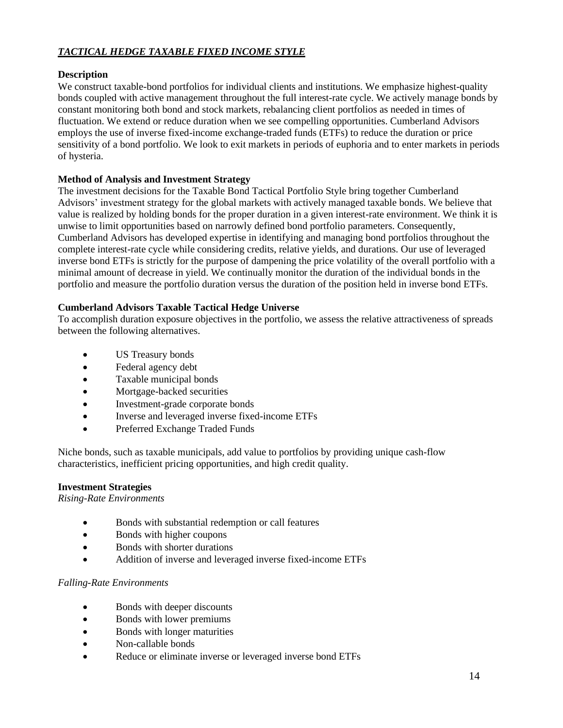## ***TACTICAL HEDGE TAXABLE FIXED INCOME STYLE***

**Description**

We construct taxable-bond portfolios for individual clients and institutions. We emphasize highest-quality bonds coupled with active management throughout the full interest-rate cycle. We actively manage bonds by constant monitoring both bond and stock markets, rebalancing client portfolios as needed in times of fluctuation. We extend or reduce duration when we see compelling opportunities. Cumberland Advisors employs the use of inverse fixed-income exchange-traded funds (ETFs) to reduce the duration or price sensitivity of a bond portfolio. We look to exit markets in periods of euphoria and to enter markets in periods of hysteria.

**Method of Analysis and Investment Strategy**

The investment decisions for the Taxable Bond Tactical Portfolio Style bring together Cumberland Advisors' investment strategy for the global markets with actively managed taxable bonds. We believe that value is realized by holding bonds for the proper duration in a given interest-rate environment. We think it is unwise to limit opportunities based on narrowly defined bond portfolio parameters. Consequently, Cumberland Advisors has developed expertise in identifying and managing bond portfolios throughout the complete interest-rate cycle while considering credits, relative yields, and durations. Our use of leveraged inverse bond ETFs is strictly for the purpose of dampening the price volatility of the overall portfolio with a minimal amount of decrease in yield. We continually monitor the duration of the individual bonds in the portfolio and measure the portfolio duration versus the duration of the position held in inverse bond ETFs.

**Cumberland Advisors Taxable Tactical Hedge Universe**

To accomplish duration exposure objectives in the portfolio, we assess the relative attractiveness of spreads between the following alternatives.

- US Treasury bonds
- Federal agency debt
- Taxable municipal bonds
- Mortgage-backed securities
- Investment-grade corporate bonds
- Inverse and leveraged inverse fixed-income ETFs
- Preferred Exchange Traded Funds

Niche bonds, such as taxable municipals, add value to portfolios by providing unique cash-flow characteristics, inefficient pricing opportunities, and high credit quality.

**Investment Strategies**

*Rising-Rate Environments*

- Bonds with substantial redemption or call features
- Bonds with higher coupons
- Bonds with shorter durations
- Addition of inverse and leveraged inverse fixed-income ETFs

*Falling-Rate Environments*

- Bonds with deeper discounts
- Bonds with lower premiums
- Bonds with longer maturities
- Non-callable bonds
- Reduce or eliminate inverse or leveraged inverse bond ETFs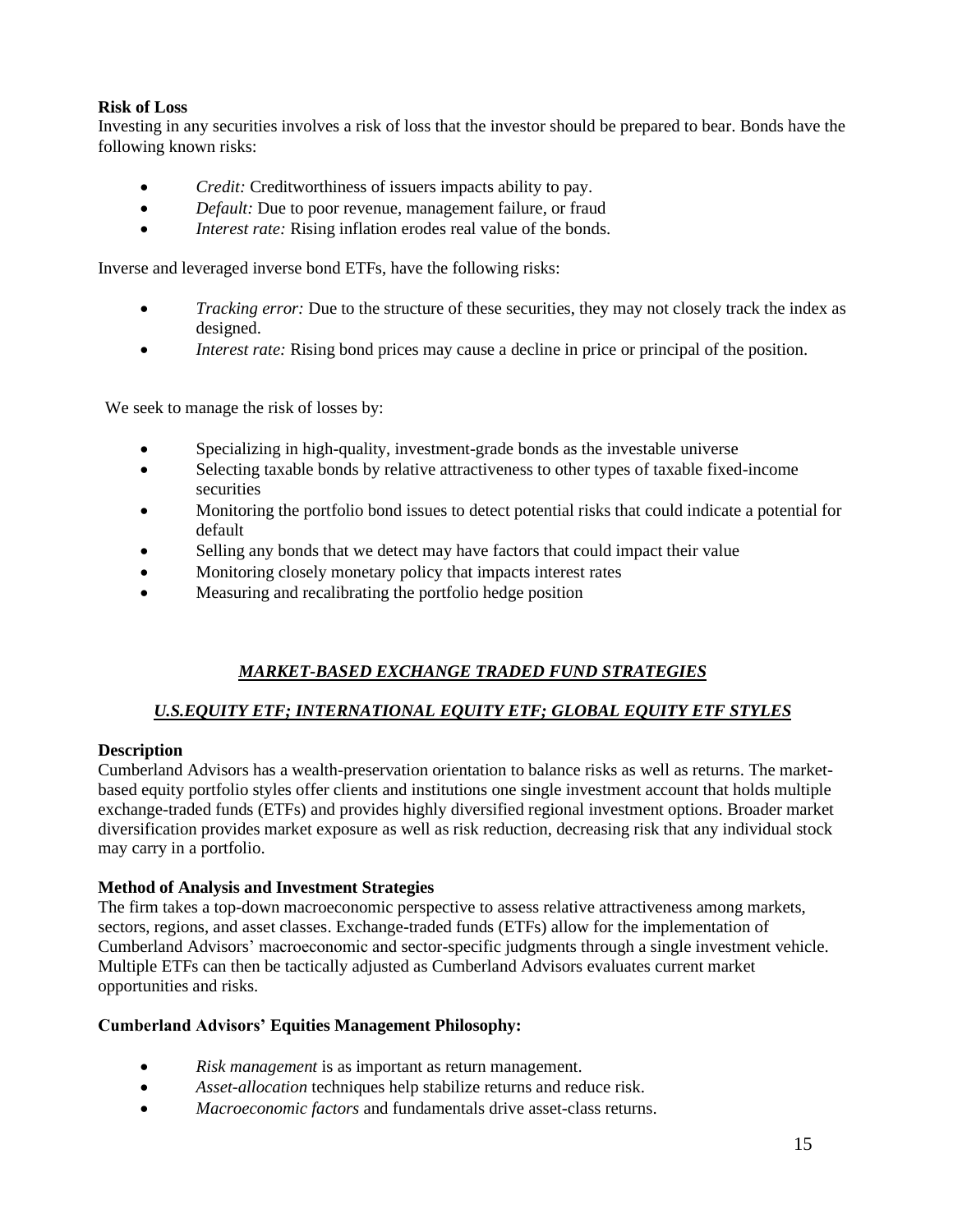**Risk of Loss**

Investing in any securities involves a risk of loss that the investor should be prepared to bear. Bonds have the following known risks:

- *Credit:* Creditworthiness of issuers impacts ability to pay.
- *Default:* Due to poor revenue, management failure, or fraud
- *Interest rate:* Rising inflation erodes real value of the bonds.

Inverse and leveraged inverse bond ETFs, have the following risks:

- *Tracking error:* Due to the structure of these securities, they may not closely track the index as designed.
- *Interest rate:* Rising bond prices may cause a decline in price or principal of the position.

We seek to manage the risk of losses by:

- Specializing in high-quality, investment-grade bonds as the investable universe
- Selecting taxable bonds by relative attractiveness to other types of taxable fixed-income securities
- Monitoring the portfolio bond issues to detect potential risks that could indicate a potential for default
- Selling any bonds that we detect may have factors that could impact their value
- Monitoring closely monetary policy that impacts interest rates
- Measuring and recalibrating the portfolio hedge position

## ***MARKET-BASED EXCHANGE TRADED FUND STRATEGIES***

## ***U.S.EQUITY ETF; INTERNATIONAL EQUITY ETF; GLOBAL EQUITY ETF STYLES***

**Description**

Cumberland Advisors has a wealth-preservation orientation to balance risks as well as returns. The market-based equity portfolio styles offer clients and institutions one single investment account that holds multiple exchange-traded funds (ETFs) and provides highly diversified regional investment options. Broader market diversification provides market exposure as well as risk reduction, decreasing risk that any individual stock may carry in a portfolio.

**Method of Analysis and Investment Strategies**

The firm takes a top-down macroeconomic perspective to assess relative attractiveness among markets, sectors, regions, and asset classes. Exchange-traded funds (ETFs) allow for the implementation of Cumberland Advisors' macroeconomic and sector-specific judgments through a single investment vehicle. Multiple ETFs can then be tactically adjusted as Cumberland Advisors evaluates current market opportunities and risks.

**Cumberland Advisors' Equities Management Philosophy:**

- *Risk management* is as important as return management.
- *Asset-allocation* techniques help stabilize returns and reduce risk.
- *Macroeconomic factors* and fundamentals drive asset-class returns.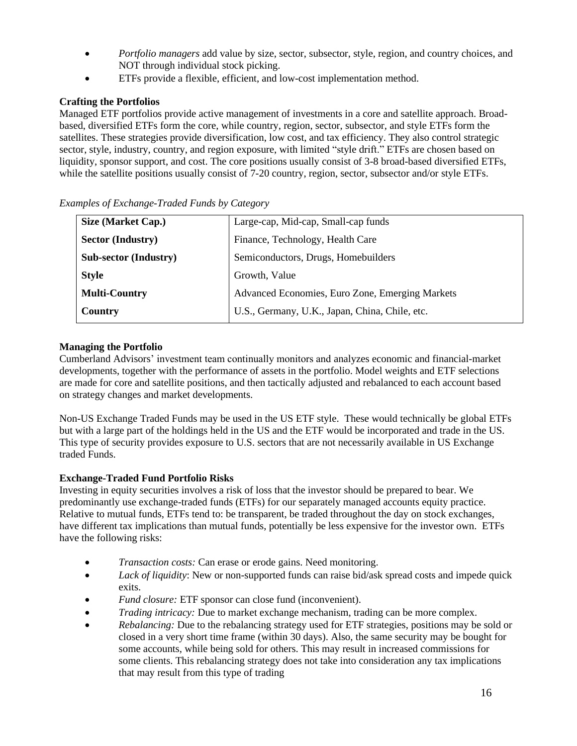- *Portfolio managers* add value by size, sector, subsector, style, region, and country choices, and NOT through individual stock picking.
- ETFs provide a flexible, efficient, and low-cost implementation method.

**Crafting the Portfolios**

Managed ETF portfolios provide active management of investments in a core and satellite approach. Broad-based, diversified ETFs form the core, while country, region, sector, subsector, and style ETFs form the satellites. These strategies provide diversification, low cost, and tax efficiency. They also control strategic sector, style, industry, country, and region exposure, with limited "style drift." ETFs are chosen based on liquidity, sponsor support, and cost. The core positions usually consist of 3-8 broad-based diversified ETFs, while the satellite positions usually consist of 7-20 country, region, sector, subsector and/or style ETFs.

*Examples of Exchange-Traded Funds by Category*

| | |
|---|---|
| **Size (Market Cap.)** | Large-cap, Mid-cap, Small-cap funds |
| **Sector (Industry)** | Finance, Technology, Health Care |
| **Sub-sector (Industry)** | Semiconductors, Drugs, Homebuilders |
| **Style** | Growth, Value |
| **Multi-Country** | Advanced Economies, Euro Zone, Emerging Markets |
| **Country** | U.S., Germany, U.K., Japan, China, Chile, etc. |

**Managing the Portfolio**

Cumberland Advisors' investment team continually monitors and analyzes economic and financial-market developments, together with the performance of assets in the portfolio. Model weights and ETF selections are made for core and satellite positions, and then tactically adjusted and rebalanced to each account based on strategy changes and market developments.

Non-US Exchange Traded Funds may be used in the US ETF style. These would technically be global ETFs but with a large part of the holdings held in the US and the ETF would be incorporated and trade in the US. This type of security provides exposure to U.S. sectors that are not necessarily available in US Exchange traded Funds.

**Exchange-Traded Fund Portfolio Risks**

Investing in equity securities involves a risk of loss that the investor should be prepared to bear. We predominantly use exchange-traded funds (ETFs) for our separately managed accounts equity practice. Relative to mutual funds, ETFs tend to: be transparent, be traded throughout the day on stock exchanges, have different tax implications than mutual funds, potentially be less expensive for the investor own. ETFs have the following risks:

- *Transaction costs:* Can erase or erode gains. Need monitoring.
- *Lack of liquidity*: New or non-supported funds can raise bid/ask spread costs and impede quick exits.
- *Fund closure:* ETF sponsor can close fund (inconvenient).
- *Trading intricacy:* Due to market exchange mechanism, trading can be more complex.
- *Rebalancing:* Due to the rebalancing strategy used for ETF strategies, positions may be sold or closed in a very short time frame (within 30 days). Also, the same security may be bought for some accounts, while being sold for others. This may result in increased commissions for some clients. This rebalancing strategy does not take into consideration any tax implications that may result from this type of trading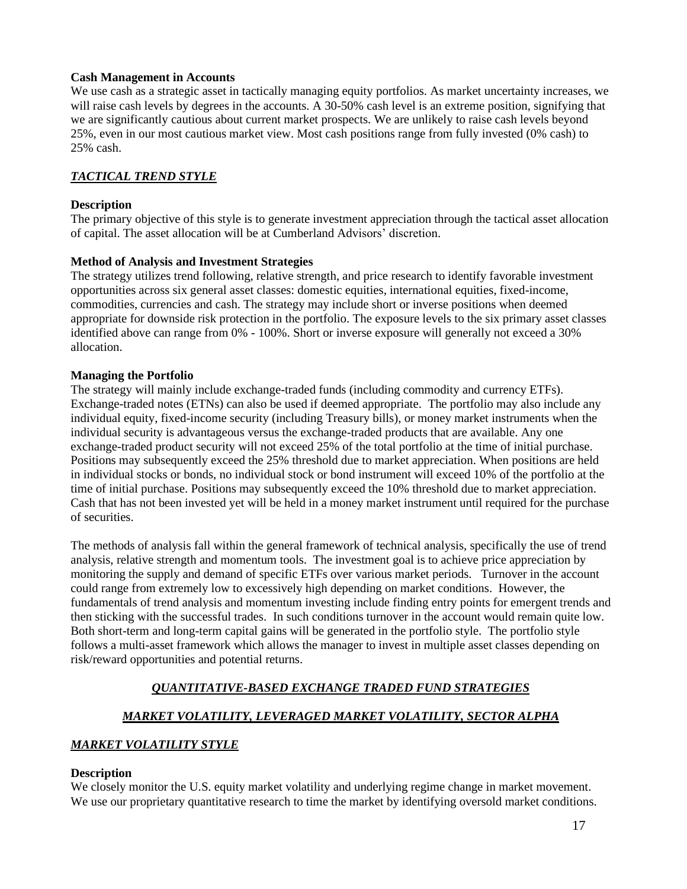**Cash Management in Accounts**

We use cash as a strategic asset in tactically managing equity portfolios. As market uncertainty increases, we will raise cash levels by degrees in the accounts. A 30-50% cash level is an extreme position, signifying that we are significantly cautious about current market prospects. We are unlikely to raise cash levels beyond 25%, even in our most cautious market view. Most cash positions range from fully invested (0% cash) to 25% cash.

## *TACTICAL TREND STYLE*

**Description**

The primary objective of this style is to generate investment appreciation through the tactical asset allocation of capital. The asset allocation will be at Cumberland Advisors' discretion.

**Method of Analysis and Investment Strategies**

The strategy utilizes trend following, relative strength, and price research to identify favorable investment opportunities across six general asset classes: domestic equities, international equities, fixed-income, commodities, currencies and cash. The strategy may include short or inverse positions when deemed appropriate for downside risk protection in the portfolio. The exposure levels to the six primary asset classes identified above can range from 0% - 100%. Short or inverse exposure will generally not exceed a 30% allocation.

**Managing the Portfolio**

The strategy will mainly include exchange-traded funds (including commodity and currency ETFs). Exchange-traded notes (ETNs) can also be used if deemed appropriate. The portfolio may also include any individual equity, fixed-income security (including Treasury bills), or money market instruments when the individual security is advantageous versus the exchange-traded products that are available. Any one exchange-traded product security will not exceed 25% of the total portfolio at the time of initial purchase. Positions may subsequently exceed the 25% threshold due to market appreciation. When positions are held in individual stocks or bonds, no individual stock or bond instrument will exceed 10% of the portfolio at the time of initial purchase. Positions may subsequently exceed the 10% threshold due to market appreciation. Cash that has not been invested yet will be held in a money market instrument until required for the purchase of securities.

The methods of analysis fall within the general framework of technical analysis, specifically the use of trend analysis, relative strength and momentum tools. The investment goal is to achieve price appreciation by monitoring the supply and demand of specific ETFs over various market periods. Turnover in the account could range from extremely low to excessively high depending on market conditions. However, the fundamentals of trend analysis and momentum investing include finding entry points for emergent trends and then sticking with the successful trades. In such conditions turnover in the account would remain quite low. Both short-term and long-term capital gains will be generated in the portfolio style. The portfolio style follows a multi-asset framework which allows the manager to invest in multiple asset classes depending on risk/reward opportunities and potential returns.

## *QUANTITATIVE-BASED EXCHANGE TRADED FUND STRATEGIES*

## *MARKET VOLATILITY, LEVERAGED MARKET VOLATILITY, SECTOR ALPHA*

## *MARKET VOLATILITY STYLE*

**Description**

We closely monitor the U.S. equity market volatility and underlying regime change in market movement. We use our proprietary quantitative research to time the market by identifying oversold market conditions.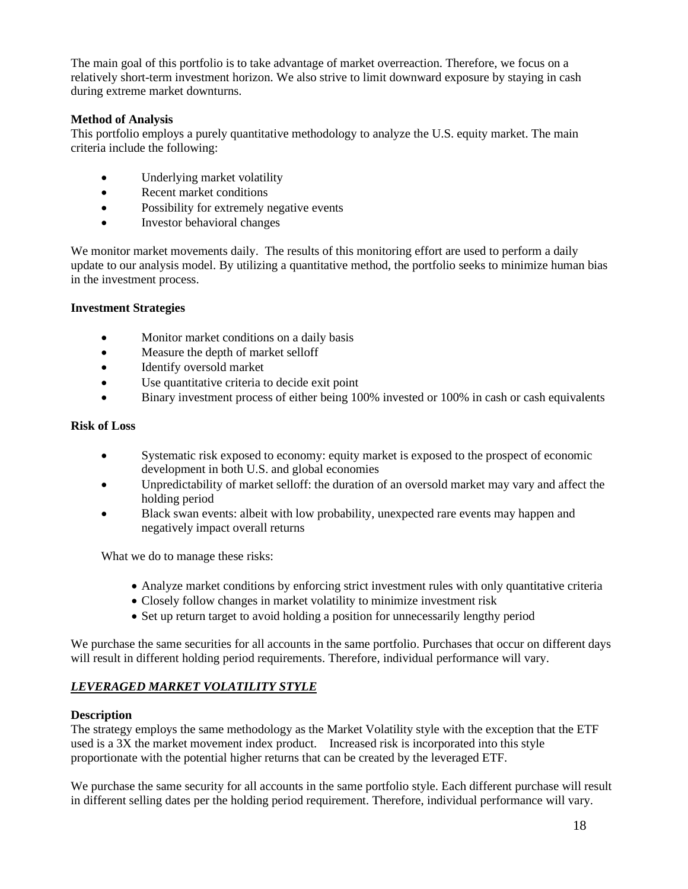The main goal of this portfolio is to take advantage of market overreaction. Therefore, we focus on a relatively short-term investment horizon. We also strive to limit downward exposure by staying in cash during extreme market downturns.

**Method of Analysis**

This portfolio employs a purely quantitative methodology to analyze the U.S. equity market. The main criteria include the following:

- Underlying market volatility
- Recent market conditions
- Possibility for extremely negative events
- Investor behavioral changes

We monitor market movements daily. The results of this monitoring effort are used to perform a daily update to our analysis model. By utilizing a quantitative method, the portfolio seeks to minimize human bias in the investment process.

**Investment Strategies**

- Monitor market conditions on a daily basis
- Measure the depth of market selloff
- Identify oversold market
- Use quantitative criteria to decide exit point
- Binary investment process of either being 100% invested or 100% in cash or cash equivalents

**Risk of Loss**

- Systematic risk exposed to economy: equity market is exposed to the prospect of economic development in both U.S. and global economies
- Unpredictability of market selloff: the duration of an oversold market may vary and affect the holding period
- Black swan events: albeit with low probability, unexpected rare events may happen and negatively impact overall returns

What we do to manage these risks:

- Analyze market conditions by enforcing strict investment rules with only quantitative criteria
- Closely follow changes in market volatility to minimize investment risk
- Set up return target to avoid holding a position for unnecessarily lengthy period

We purchase the same securities for all accounts in the same portfolio. Purchases that occur on different days will result in different holding period requirements. Therefore, individual performance will vary.

## ***LEVERAGED MARKET VOLATILITY STYLE***

**Description**

The strategy employs the same methodology as the Market Volatility style with the exception that the ETF used is a 3X the market movement index product. Increased risk is incorporated into this style proportionate with the potential higher returns that can be created by the leveraged ETF.

We purchase the same security for all accounts in the same portfolio style. Each different purchase will result in different selling dates per the holding period requirement. Therefore, individual performance will vary.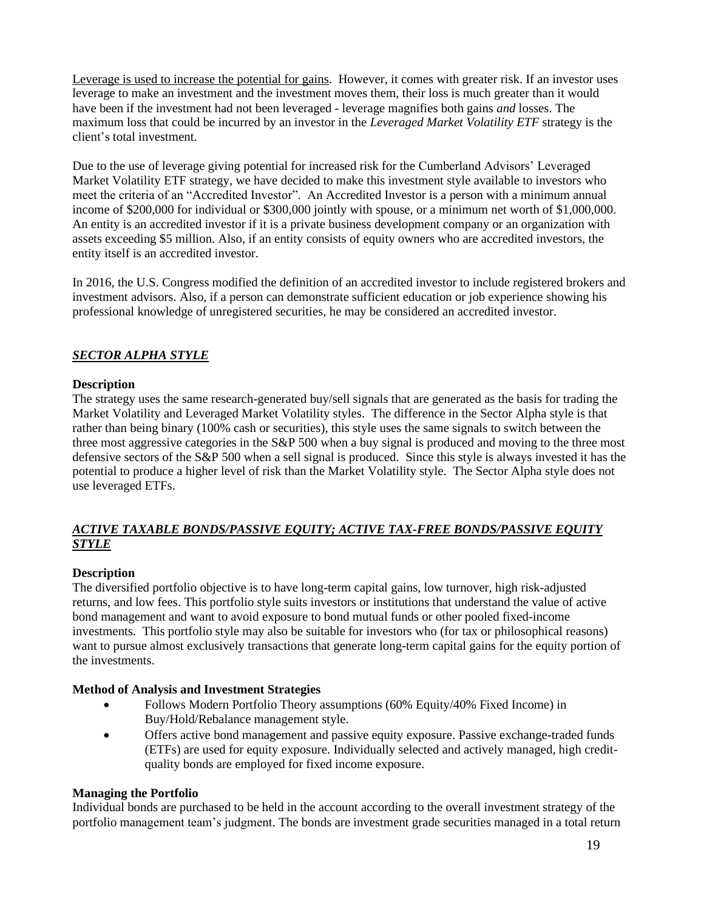<u>Leverage is used to increase the potential for gains</u>. However, it comes with greater risk. If an investor uses leverage to make an investment and the investment moves them, their loss is much greater than it would have been if the investment had not been leveraged - leverage magnifies both gains *and* losses. The maximum loss that could be incurred by an investor in the *Leveraged Market Volatility ETF* strategy is the client's total investment.

Due to the use of leverage giving potential for increased risk for the Cumberland Advisors' Leveraged Market Volatility ETF strategy, we have decided to make this investment style available to investors who meet the criteria of an "Accredited Investor". An Accredited Investor is a person with a minimum annual income of $200,000 for individual or $300,000 jointly with spouse, or a minimum net worth of $1,000,000. An entity is an accredited investor if it is a private business development company or an organization with assets exceeding $5 million. Also, if an entity consists of equity owners who are accredited investors, the entity itself is an accredited investor.

In 2016, the U.S. Congress modified the definition of an accredited investor to include registered brokers and investment advisors. Also, if a person can demonstrate sufficient education or job experience showing his professional knowledge of unregistered securities, he may be considered an accredited investor.

## ***<u>SECTOR ALPHA STYLE</u>***

**Description**

The strategy uses the same research-generated buy/sell signals that are generated as the basis for trading the Market Volatility and Leveraged Market Volatility styles. The difference in the Sector Alpha style is that rather than being binary (100% cash or securities), this style uses the same signals to switch between the three most aggressive categories in the S&P 500 when a buy signal is produced and moving to the three most defensive sectors of the S&P 500 when a sell signal is produced. Since this style is always invested it has the potential to produce a higher level of risk than the Market Volatility style. The Sector Alpha style does not use leveraged ETFs.

## ***<u>ACTIVE TAXABLE BONDS/PASSIVE EQUITY; ACTIVE TAX-FREE BONDS/PASSIVE EQUITY STYLE</u>***

**Description**

The diversified portfolio objective is to have long-term capital gains, low turnover, high risk-adjusted returns, and low fees. This portfolio style suits investors or institutions that understand the value of active bond management and want to avoid exposure to bond mutual funds or other pooled fixed-income investments. This portfolio style may also be suitable for investors who (for tax or philosophical reasons) want to pursue almost exclusively transactions that generate long-term capital gains for the equity portion of the investments.

**Method of Analysis and Investment Strategies**

- Follows Modern Portfolio Theory assumptions (60% Equity/40% Fixed Income) in Buy/Hold/Rebalance management style.
- Offers active bond management and passive equity exposure. Passive exchange-traded funds (ETFs) are used for equity exposure. Individually selected and actively managed, high credit-quality bonds are employed for fixed income exposure.

**Managing the Portfolio**

Individual bonds are purchased to be held in the account according to the overall investment strategy of the portfolio management team's judgment. The bonds are investment grade securities managed in a total return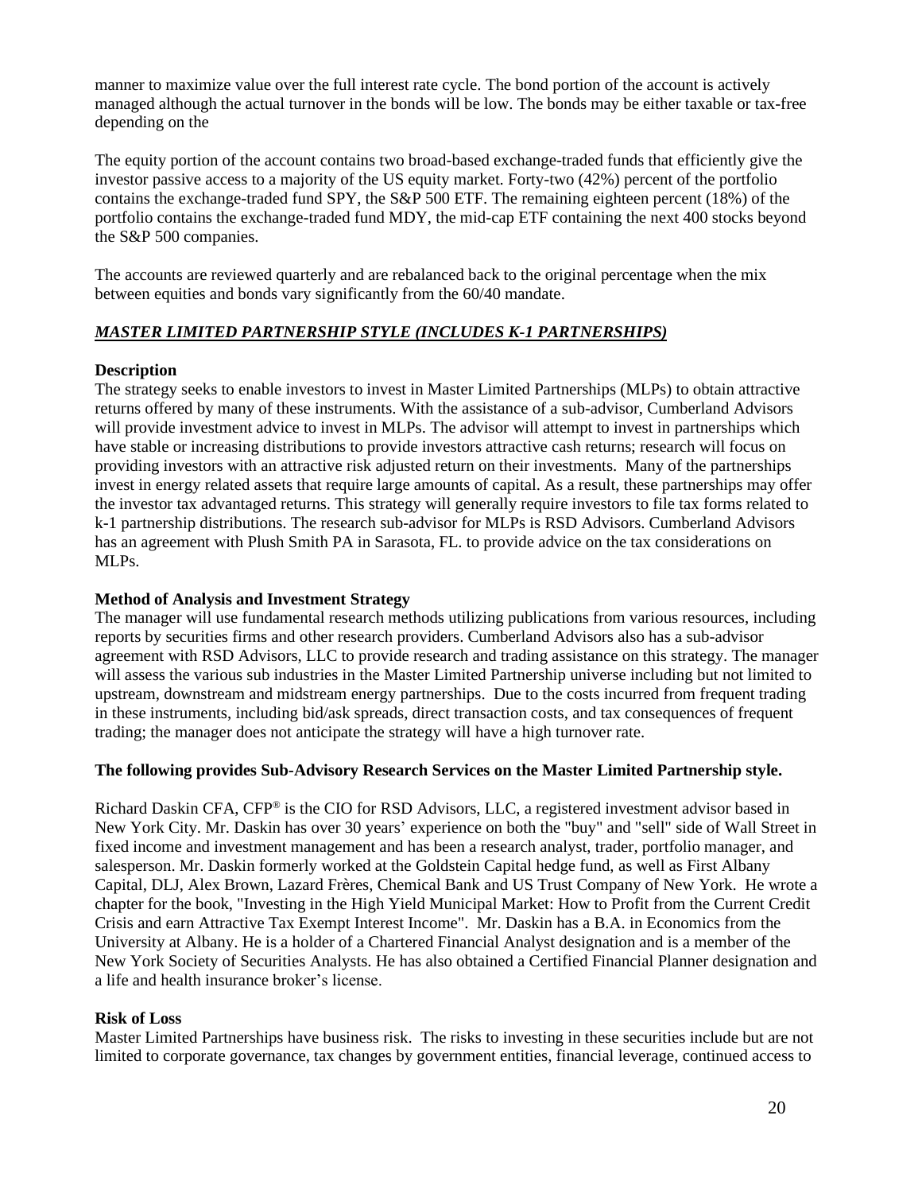manner to maximize value over the full interest rate cycle. The bond portion of the account is actively managed although the actual turnover in the bonds will be low. The bonds may be either taxable or tax-free depending on the

The equity portion of the account contains two broad-based exchange-traded funds that efficiently give the investor passive access to a majority of the US equity market. Forty-two (42%) percent of the portfolio contains the exchange-traded fund SPY, the S&P 500 ETF. The remaining eighteen percent (18%) of the portfolio contains the exchange-traded fund MDY, the mid-cap ETF containing the next 400 stocks beyond the S&P 500 companies.

The accounts are reviewed quarterly and are rebalanced back to the original percentage when the mix between equities and bonds vary significantly from the 60/40 mandate.

***MASTER LIMITED PARTNERSHIP STYLE (INCLUDES K-1 PARTNERSHIPS)***

**Description**

The strategy seeks to enable investors to invest in Master Limited Partnerships (MLPs) to obtain attractive returns offered by many of these instruments. With the assistance of a sub-advisor, Cumberland Advisors will provide investment advice to invest in MLPs. The advisor will attempt to invest in partnerships which have stable or increasing distributions to provide investors attractive cash returns; research will focus on providing investors with an attractive risk adjusted return on their investments. Many of the partnerships invest in energy related assets that require large amounts of capital. As a result, these partnerships may offer the investor tax advantaged returns. This strategy will generally require investors to file tax forms related to k-1 partnership distributions. The research sub-advisor for MLPs is RSD Advisors. Cumberland Advisors has an agreement with Plush Smith PA in Sarasota, FL. to provide advice on the tax considerations on MLPs.

**Method of Analysis and Investment Strategy**

The manager will use fundamental research methods utilizing publications from various resources, including reports by securities firms and other research providers. Cumberland Advisors also has a sub-advisor agreement with RSD Advisors, LLC to provide research and trading assistance on this strategy. The manager will assess the various sub industries in the Master Limited Partnership universe including but not limited to upstream, downstream and midstream energy partnerships. Due to the costs incurred from frequent trading in these instruments, including bid/ask spreads, direct transaction costs, and tax consequences of frequent trading; the manager does not anticipate the strategy will have a high turnover rate.

**The following provides Sub-Advisory Research Services on the Master Limited Partnership style.**

Richard Daskin CFA, CFP® is the CIO for RSD Advisors, LLC, a registered investment advisor based in New York City. Mr. Daskin has over 30 years' experience on both the "buy" and "sell" side of Wall Street in fixed income and investment management and has been a research analyst, trader, portfolio manager, and salesperson. Mr. Daskin formerly worked at the Goldstein Capital hedge fund, as well as First Albany Capital, DLJ, Alex Brown, Lazard Frères, Chemical Bank and US Trust Company of New York. He wrote a chapter for the book, "Investing in the High Yield Municipal Market: How to Profit from the Current Credit Crisis and earn Attractive Tax Exempt Interest Income". Mr. Daskin has a B.A. in Economics from the University at Albany. He is a holder of a Chartered Financial Analyst designation and is a member of the New York Society of Securities Analysts. He has also obtained a Certified Financial Planner designation and a life and health insurance broker's license.

**Risk of Loss**

Master Limited Partnerships have business risk. The risks to investing in these securities include but are not limited to corporate governance, tax changes by government entities, financial leverage, continued access to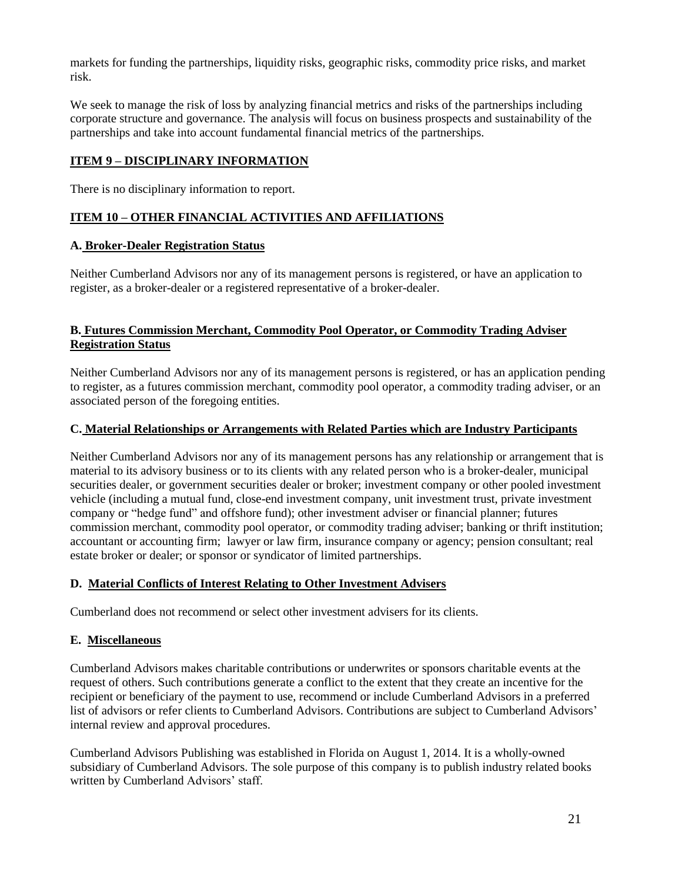markets for funding the partnerships, liquidity risks, geographic risks, commodity price risks, and market risk.

We seek to manage the risk of loss by analyzing financial metrics and risks of the partnerships including corporate structure and governance. The analysis will focus on business prospects and sustainability of the partnerships and take into account fundamental financial metrics of the partnerships.

## ITEM 9 – DISCIPLINARY INFORMATION

There is no disciplinary information to report.

## ITEM 10 – OTHER FINANCIAL ACTIVITIES AND AFFILIATIONS

### A. Broker-Dealer Registration Status

Neither Cumberland Advisors nor any of its management persons is registered, or have an application to register, as a broker-dealer or a registered representative of a broker-dealer.

### B. Futures Commission Merchant, Commodity Pool Operator, or Commodity Trading Adviser Registration Status

Neither Cumberland Advisors nor any of its management persons is registered, or has an application pending to register, as a futures commission merchant, commodity pool operator, a commodity trading adviser, or an associated person of the foregoing entities.

### C. Material Relationships or Arrangements with Related Parties which are Industry Participants

Neither Cumberland Advisors nor any of its management persons has any relationship or arrangement that is material to its advisory business or to its clients with any related person who is a broker-dealer, municipal securities dealer, or government securities dealer or broker; investment company or other pooled investment vehicle (including a mutual fund, close-end investment company, unit investment trust, private investment company or "hedge fund" and offshore fund); other investment adviser or financial planner; futures commission merchant, commodity pool operator, or commodity trading adviser; banking or thrift institution; accountant or accounting firm; lawyer or law firm, insurance company or agency; pension consultant; real estate broker or dealer; or sponsor or syndicator of limited partnerships.

### D. Material Conflicts of Interest Relating to Other Investment Advisers

Cumberland does not recommend or select other investment advisers for its clients.

### E. Miscellaneous

Cumberland Advisors makes charitable contributions or underwrites or sponsors charitable events at the request of others. Such contributions generate a conflict to the extent that they create an incentive for the recipient or beneficiary of the payment to use, recommend or include Cumberland Advisors in a preferred list of advisors or refer clients to Cumberland Advisors. Contributions are subject to Cumberland Advisors' internal review and approval procedures.

Cumberland Advisors Publishing was established in Florida on August 1, 2014. It is a wholly-owned subsidiary of Cumberland Advisors. The sole purpose of this company is to publish industry related books written by Cumberland Advisors' staff.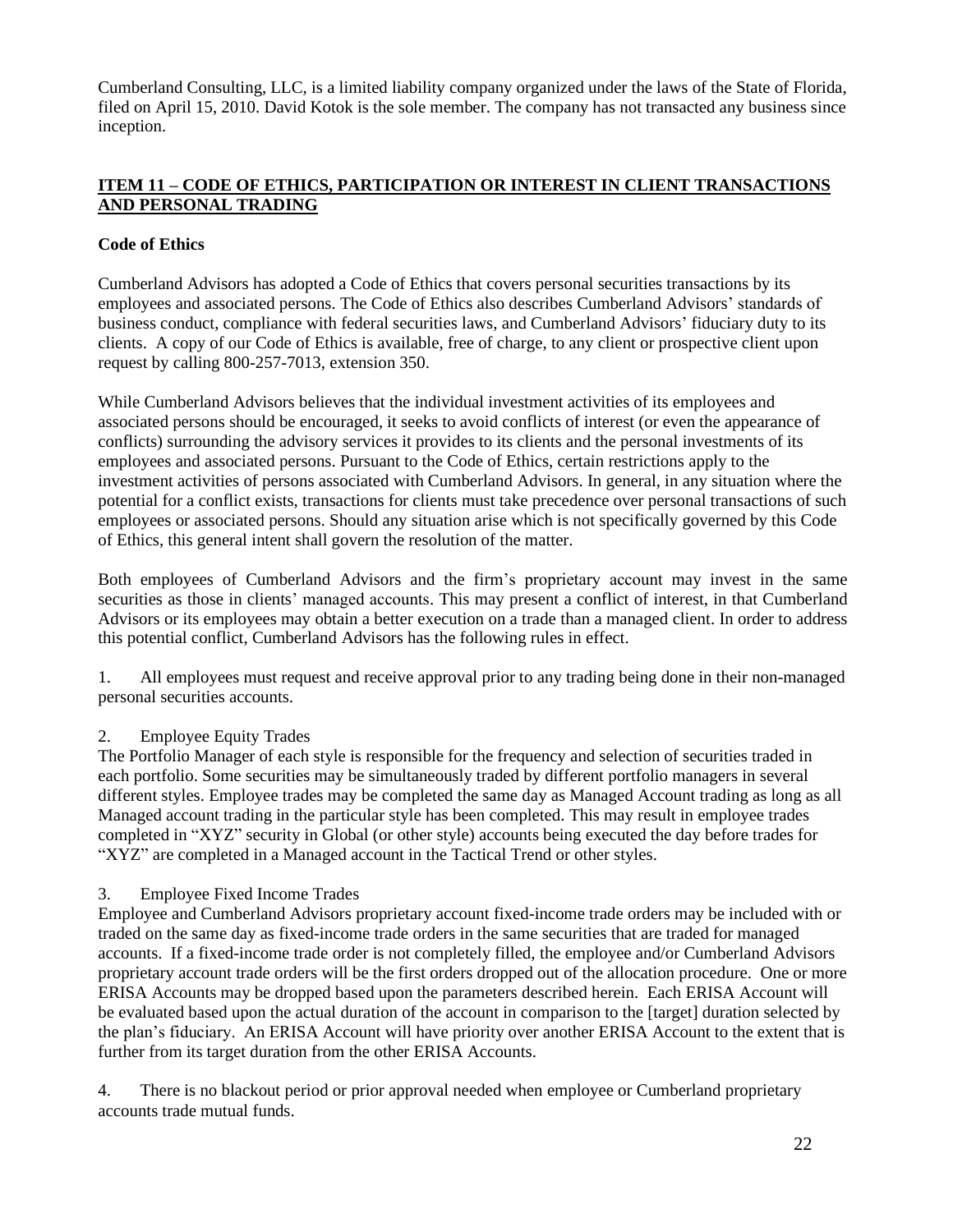Cumberland Consulting, LLC, is a limited liability company organized under the laws of the State of Florida, filed on April 15, 2010. David Kotok is the sole member. The company has not transacted any business since inception.

## ITEM 11 – CODE OF ETHICS, PARTICIPATION OR INTEREST IN CLIENT TRANSACTIONS AND PERSONAL TRADING

### Code of Ethics

Cumberland Advisors has adopted a Code of Ethics that covers personal securities transactions by its employees and associated persons. The Code of Ethics also describes Cumberland Advisors' standards of business conduct, compliance with federal securities laws, and Cumberland Advisors' fiduciary duty to its clients. A copy of our Code of Ethics is available, free of charge, to any client or prospective client upon request by calling 800-257-7013, extension 350.

While Cumberland Advisors believes that the individual investment activities of its employees and associated persons should be encouraged, it seeks to avoid conflicts of interest (or even the appearance of conflicts) surrounding the advisory services it provides to its clients and the personal investments of its employees and associated persons. Pursuant to the Code of Ethics, certain restrictions apply to the investment activities of persons associated with Cumberland Advisors. In general, in any situation where the potential for a conflict exists, transactions for clients must take precedence over personal transactions of such employees or associated persons. Should any situation arise which is not specifically governed by this Code of Ethics, this general intent shall govern the resolution of the matter.

Both employees of Cumberland Advisors and the firm's proprietary account may invest in the same securities as those in clients' managed accounts. This may present a conflict of interest, in that Cumberland Advisors or its employees may obtain a better execution on a trade than a managed client. In order to address this potential conflict, Cumberland Advisors has the following rules in effect.

1. All employees must request and receive approval prior to any trading being done in their non-managed personal securities accounts.

2. Employee Equity Trades
The Portfolio Manager of each style is responsible for the frequency and selection of securities traded in each portfolio. Some securities may be simultaneously traded by different portfolio managers in several different styles. Employee trades may be completed the same day as Managed Account trading as long as all Managed account trading in the particular style has been completed. This may result in employee trades completed in "XYZ" security in Global (or other style) accounts being executed the day before trades for "XYZ" are completed in a Managed account in the Tactical Trend or other styles.

3. Employee Fixed Income Trades
Employee and Cumberland Advisors proprietary account fixed-income trade orders may be included with or traded on the same day as fixed-income trade orders in the same securities that are traded for managed accounts. If a fixed-income trade order is not completely filled, the employee and/or Cumberland Advisors proprietary account trade orders will be the first orders dropped out of the allocation procedure. One or more ERISA Accounts may be dropped based upon the parameters described herein. Each ERISA Account will be evaluated based upon the actual duration of the account in comparison to the [target] duration selected by the plan's fiduciary. An ERISA Account will have priority over another ERISA Account to the extent that is further from its target duration from the other ERISA Accounts.

4. There is no blackout period or prior approval needed when employee or Cumberland proprietary accounts trade mutual funds.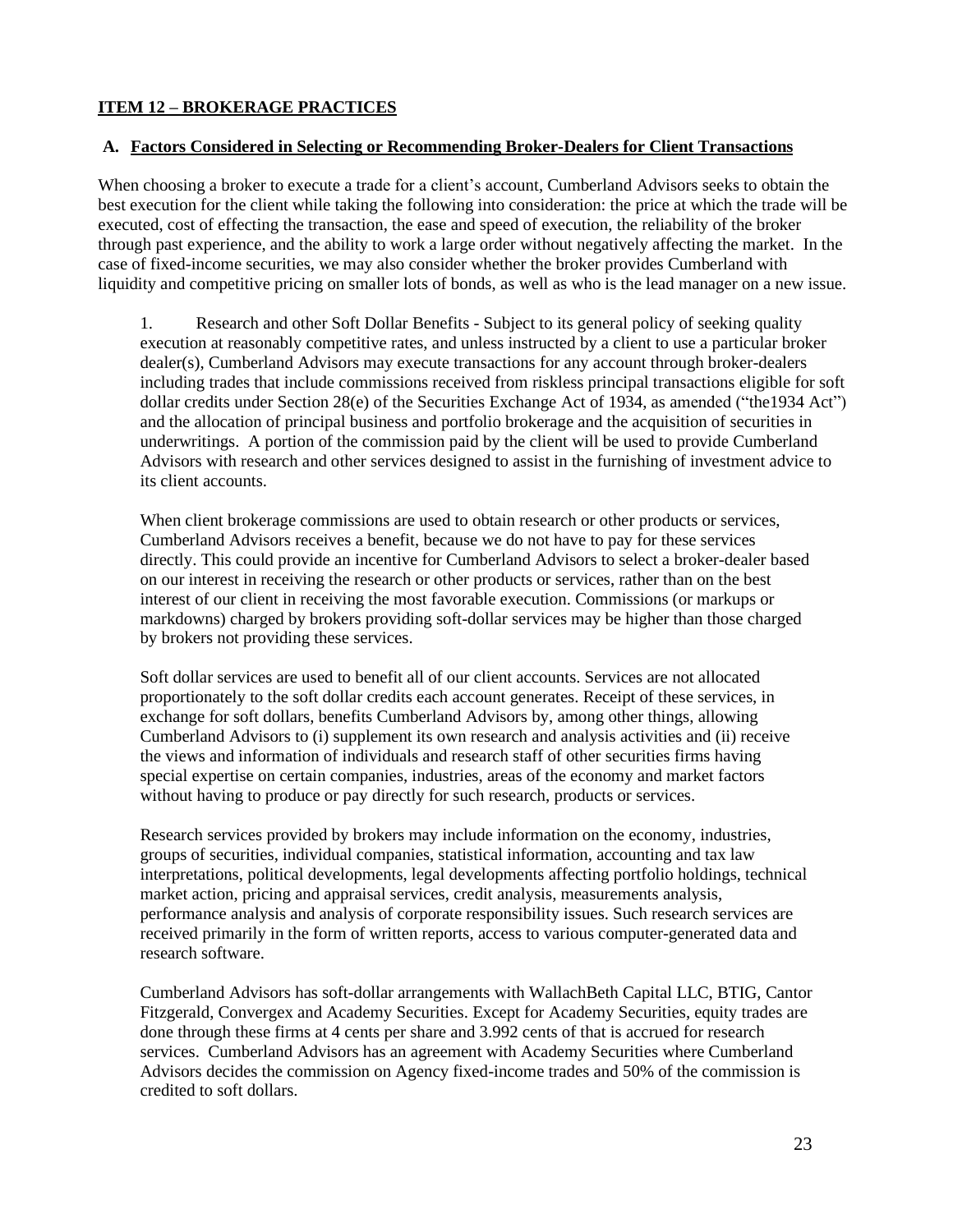## ITEM 12 – BROKERAGE PRACTICES

### A. Factors Considered in Selecting or Recommending Broker-Dealers for Client Transactions

When choosing a broker to execute a trade for a client's account, Cumberland Advisors seeks to obtain the best execution for the client while taking the following into consideration: the price at which the trade will be executed, cost of effecting the transaction, the ease and speed of execution, the reliability of the broker through past experience, and the ability to work a large order without negatively affecting the market. In the case of fixed-income securities, we may also consider whether the broker provides Cumberland with liquidity and competitive pricing on smaller lots of bonds, as well as who is the lead manager on a new issue.

1. Research and other Soft Dollar Benefits - Subject to its general policy of seeking quality execution at reasonably competitive rates, and unless instructed by a client to use a particular broker dealer(s), Cumberland Advisors may execute transactions for any account through broker-dealers including trades that include commissions received from riskless principal transactions eligible for soft dollar credits under Section 28(e) of the Securities Exchange Act of 1934, as amended ("the1934 Act") and the allocation of principal business and portfolio brokerage and the acquisition of securities in underwritings. A portion of the commission paid by the client will be used to provide Cumberland Advisors with research and other services designed to assist in the furnishing of investment advice to its client accounts.

   When client brokerage commissions are used to obtain research or other products or services, Cumberland Advisors receives a benefit, because we do not have to pay for these services directly. This could provide an incentive for Cumberland Advisors to select a broker-dealer based on our interest in receiving the research or other products or services, rather than on the best interest of our client in receiving the most favorable execution. Commissions (or markups or markdowns) charged by brokers providing soft-dollar services may be higher than those charged by brokers not providing these services.

   Soft dollar services are used to benefit all of our client accounts. Services are not allocated proportionately to the soft dollar credits each account generates. Receipt of these services, in exchange for soft dollars, benefits Cumberland Advisors by, among other things, allowing Cumberland Advisors to (i) supplement its own research and analysis activities and (ii) receive the views and information of individuals and research staff of other securities firms having special expertise on certain companies, industries, areas of the economy and market factors without having to produce or pay directly for such research, products or services.

   Research services provided by brokers may include information on the economy, industries, groups of securities, individual companies, statistical information, accounting and tax law interpretations, political developments, legal developments affecting portfolio holdings, technical market action, pricing and appraisal services, credit analysis, measurements analysis, performance analysis and analysis of corporate responsibility issues. Such research services are received primarily in the form of written reports, access to various computer-generated data and research software.

   Cumberland Advisors has soft-dollar arrangements with WallachBeth Capital LLC, BTIG, Cantor Fitzgerald, Convergex and Academy Securities. Except for Academy Securities, equity trades are done through these firms at 4 cents per share and 3.992 cents of that is accrued for research services. Cumberland Advisors has an agreement with Academy Securities where Cumberland Advisors decides the commission on Agency fixed-income trades and 50% of the commission is credited to soft dollars.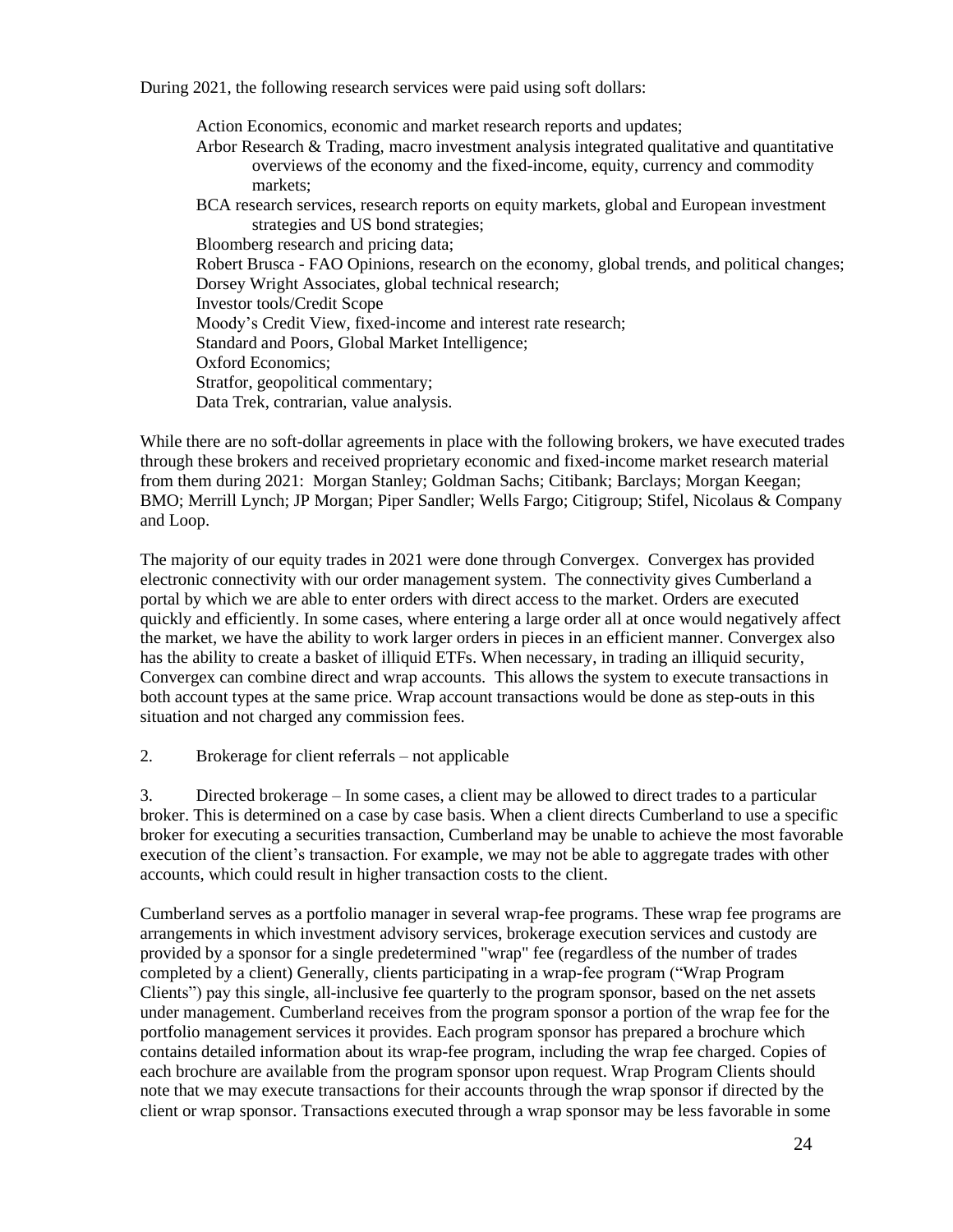During 2021, the following research services were paid using soft dollars:

Action Economics, economic and market research reports and updates;
Arbor Research & Trading, macro investment analysis integrated qualitative and quantitative overviews of the economy and the fixed-income, equity, currency and commodity markets;
BCA research services, research reports on equity markets, global and European investment strategies and US bond strategies;
Bloomberg research and pricing data;
Robert Brusca - FAO Opinions, research on the economy, global trends, and political changes;
Dorsey Wright Associates, global technical research;
Investor tools/Credit Scope
Moody's Credit View, fixed-income and interest rate research;
Standard and Poors, Global Market Intelligence;
Oxford Economics;
Stratfor, geopolitical commentary;
Data Trek, contrarian, value analysis.

While there are no soft-dollar agreements in place with the following brokers, we have executed trades through these brokers and received proprietary economic and fixed-income market research material from them during 2021: Morgan Stanley; Goldman Sachs; Citibank; Barclays; Morgan Keegan; BMO; Merrill Lynch; JP Morgan; Piper Sandler; Wells Fargo; Citigroup; Stifel, Nicolaus & Company and Loop.

The majority of our equity trades in 2021 were done through Convergex. Convergex has provided electronic connectivity with our order management system. The connectivity gives Cumberland a portal by which we are able to enter orders with direct access to the market. Orders are executed quickly and efficiently. In some cases, where entering a large order all at once would negatively affect the market, we have the ability to work larger orders in pieces in an efficient manner. Convergex also has the ability to create a basket of illiquid ETFs. When necessary, in trading an illiquid security, Convergex can combine direct and wrap accounts. This allows the system to execute transactions in both account types at the same price. Wrap account transactions would be done as step-outs in this situation and not charged any commission fees.

2. Brokerage for client referrals – not applicable

3. Directed brokerage – In some cases, a client may be allowed to direct trades to a particular broker. This is determined on a case by case basis. When a client directs Cumberland to use a specific broker for executing a securities transaction, Cumberland may be unable to achieve the most favorable execution of the client's transaction. For example, we may not be able to aggregate trades with other accounts, which could result in higher transaction costs to the client.

Cumberland serves as a portfolio manager in several wrap-fee programs. These wrap fee programs are arrangements in which investment advisory services, brokerage execution services and custody are provided by a sponsor for a single predetermined "wrap" fee (regardless of the number of trades completed by a client) Generally, clients participating in a wrap-fee program ("Wrap Program Clients") pay this single, all-inclusive fee quarterly to the program sponsor, based on the net assets under management. Cumberland receives from the program sponsor a portion of the wrap fee for the portfolio management services it provides. Each program sponsor has prepared a brochure which contains detailed information about its wrap-fee program, including the wrap fee charged. Copies of each brochure are available from the program sponsor upon request. Wrap Program Clients should note that we may execute transactions for their accounts through the wrap sponsor if directed by the client or wrap sponsor. Transactions executed through a wrap sponsor may be less favorable in some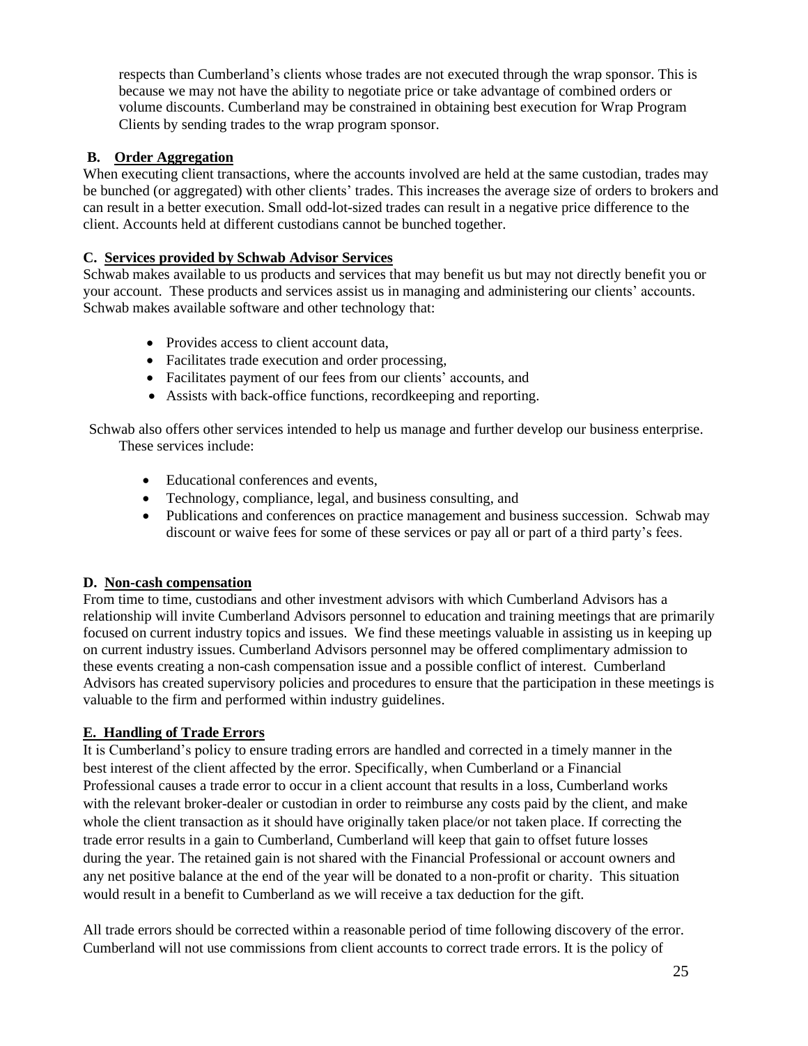respects than Cumberland's clients whose trades are not executed through the wrap sponsor. This is because we may not have the ability to negotiate price or take advantage of combined orders or volume discounts. Cumberland may be constrained in obtaining best execution for Wrap Program Clients by sending trades to the wrap program sponsor.

**B. Order Aggregation**

When executing client transactions, where the accounts involved are held at the same custodian, trades may be bunched (or aggregated) with other clients' trades. This increases the average size of orders to brokers and can result in a better execution. Small odd-lot-sized trades can result in a negative price difference to the client. Accounts held at different custodians cannot be bunched together.

**C. Services provided by Schwab Advisor Services**

Schwab makes available to us products and services that may benefit us but may not directly benefit you or your account. These products and services assist us in managing and administering our clients' accounts. Schwab makes available software and other technology that:

- Provides access to client account data,
- Facilitates trade execution and order processing,
- Facilitates payment of our fees from our clients' accounts, and
- Assists with back-office functions, recordkeeping and reporting.

Schwab also offers other services intended to help us manage and further develop our business enterprise. These services include:

- Educational conferences and events,
- Technology, compliance, legal, and business consulting, and
- Publications and conferences on practice management and business succession. Schwab may discount or waive fees for some of these services or pay all or part of a third party's fees.

**D. Non-cash compensation**

From time to time, custodians and other investment advisors with which Cumberland Advisors has a relationship will invite Cumberland Advisors personnel to education and training meetings that are primarily focused on current industry topics and issues. We find these meetings valuable in assisting us in keeping up on current industry issues. Cumberland Advisors personnel may be offered complimentary admission to these events creating a non-cash compensation issue and a possible conflict of interest. Cumberland Advisors has created supervisory policies and procedures to ensure that the participation in these meetings is valuable to the firm and performed within industry guidelines.

**E. Handling of Trade Errors**

It is Cumberland's policy to ensure trading errors are handled and corrected in a timely manner in the best interest of the client affected by the error. Specifically, when Cumberland or a Financial Professional causes a trade error to occur in a client account that results in a loss, Cumberland works with the relevant broker-dealer or custodian in order to reimburse any costs paid by the client, and make whole the client transaction as it should have originally taken place/or not taken place. If correcting the trade error results in a gain to Cumberland, Cumberland will keep that gain to offset future losses during the year. The retained gain is not shared with the Financial Professional or account owners and any net positive balance at the end of the year will be donated to a non-profit or charity. This situation would result in a benefit to Cumberland as we will receive a tax deduction for the gift.

All trade errors should be corrected within a reasonable period of time following discovery of the error. Cumberland will not use commissions from client accounts to correct trade errors. It is the policy of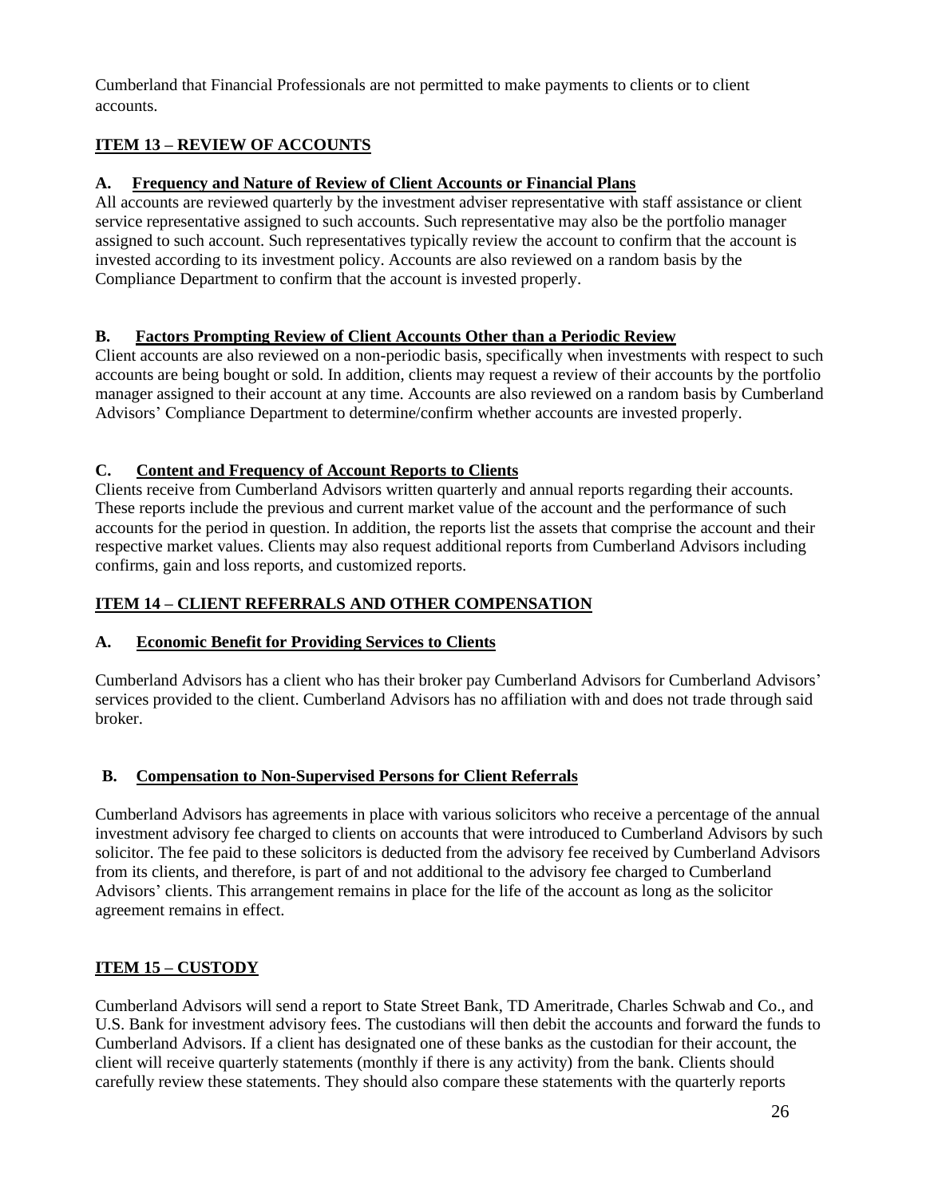Cumberland that Financial Professionals are not permitted to make payments to clients or to client accounts.

## ITEM 13 – REVIEW OF ACCOUNTS

### A. Frequency and Nature of Review of Client Accounts or Financial Plans

All accounts are reviewed quarterly by the investment adviser representative with staff assistance or client service representative assigned to such accounts. Such representative may also be the portfolio manager assigned to such account. Such representatives typically review the account to confirm that the account is invested according to its investment policy. Accounts are also reviewed on a random basis by the Compliance Department to confirm that the account is invested properly.

### B. Factors Prompting Review of Client Accounts Other than a Periodic Review

Client accounts are also reviewed on a non-periodic basis, specifically when investments with respect to such accounts are being bought or sold. In addition, clients may request a review of their accounts by the portfolio manager assigned to their account at any time. Accounts are also reviewed on a random basis by Cumberland Advisors' Compliance Department to determine/confirm whether accounts are invested properly.

### C. Content and Frequency of Account Reports to Clients

Clients receive from Cumberland Advisors written quarterly and annual reports regarding their accounts. These reports include the previous and current market value of the account and the performance of such accounts for the period in question. In addition, the reports list the assets that comprise the account and their respective market values. Clients may also request additional reports from Cumberland Advisors including confirms, gain and loss reports, and customized reports.

## ITEM 14 – CLIENT REFERRALS AND OTHER COMPENSATION

### A. Economic Benefit for Providing Services to Clients

Cumberland Advisors has a client who has their broker pay Cumberland Advisors for Cumberland Advisors' services provided to the client. Cumberland Advisors has no affiliation with and does not trade through said broker.

### B. Compensation to Non-Supervised Persons for Client Referrals

Cumberland Advisors has agreements in place with various solicitors who receive a percentage of the annual investment advisory fee charged to clients on accounts that were introduced to Cumberland Advisors by such solicitor. The fee paid to these solicitors is deducted from the advisory fee received by Cumberland Advisors from its clients, and therefore, is part of and not additional to the advisory fee charged to Cumberland Advisors' clients. This arrangement remains in place for the life of the account as long as the solicitor agreement remains in effect.

## ITEM 15 – CUSTODY

Cumberland Advisors will send a report to State Street Bank, TD Ameritrade, Charles Schwab and Co., and U.S. Bank for investment advisory fees. The custodians will then debit the accounts and forward the funds to Cumberland Advisors. If a client has designated one of these banks as the custodian for their account, the client will receive quarterly statements (monthly if there is any activity) from the bank. Clients should carefully review these statements. They should also compare these statements with the quarterly reports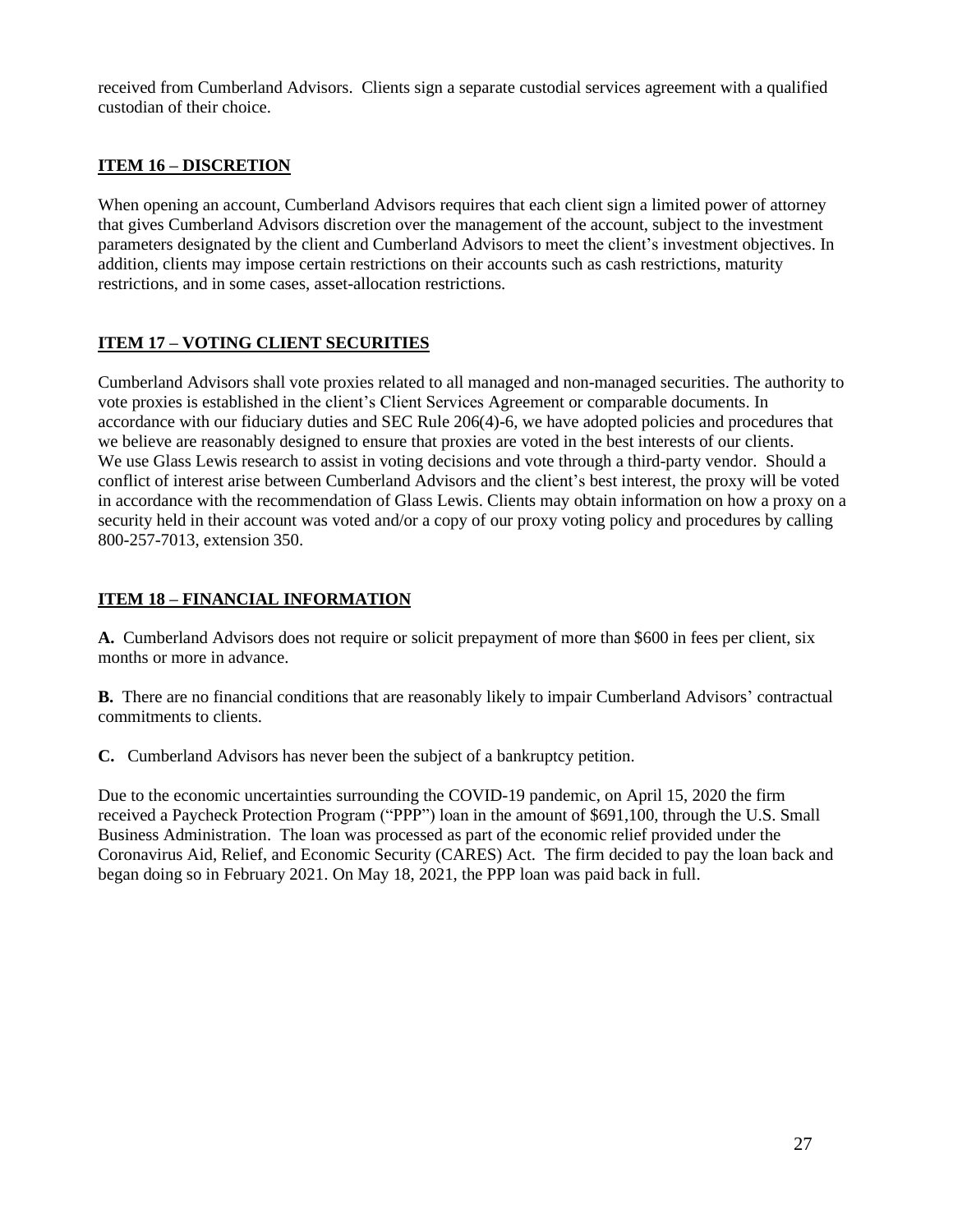received from Cumberland Advisors. Clients sign a separate custodial services agreement with a qualified custodian of their choice.

## ITEM 16 – DISCRETION

When opening an account, Cumberland Advisors requires that each client sign a limited power of attorney that gives Cumberland Advisors discretion over the management of the account, subject to the investment parameters designated by the client and Cumberland Advisors to meet the client's investment objectives. In addition, clients may impose certain restrictions on their accounts such as cash restrictions, maturity restrictions, and in some cases, asset-allocation restrictions.

## ITEM 17 – VOTING CLIENT SECURITIES

Cumberland Advisors shall vote proxies related to all managed and non-managed securities. The authority to vote proxies is established in the client's Client Services Agreement or comparable documents. In accordance with our fiduciary duties and SEC Rule 206(4)-6, we have adopted policies and procedures that we believe are reasonably designed to ensure that proxies are voted in the best interests of our clients. We use Glass Lewis research to assist in voting decisions and vote through a third-party vendor. Should a conflict of interest arise between Cumberland Advisors and the client's best interest, the proxy will be voted in accordance with the recommendation of Glass Lewis. Clients may obtain information on how a proxy on a security held in their account was voted and/or a copy of our proxy voting policy and procedures by calling 800-257-7013, extension 350.

## ITEM 18 – FINANCIAL INFORMATION

**A.** Cumberland Advisors does not require or solicit prepayment of more than $600 in fees per client, six months or more in advance.

**B.** There are no financial conditions that are reasonably likely to impair Cumberland Advisors' contractual commitments to clients.

**C.** Cumberland Advisors has never been the subject of a bankruptcy petition.

Due to the economic uncertainties surrounding the COVID-19 pandemic, on April 15, 2020 the firm received a Paycheck Protection Program ("PPP") loan in the amount of $691,100, through the U.S. Small Business Administration. The loan was processed as part of the economic relief provided under the Coronavirus Aid, Relief, and Economic Security (CARES) Act. The firm decided to pay the loan back and began doing so in February 2021. On May 18, 2021, the PPP loan was paid back in full.